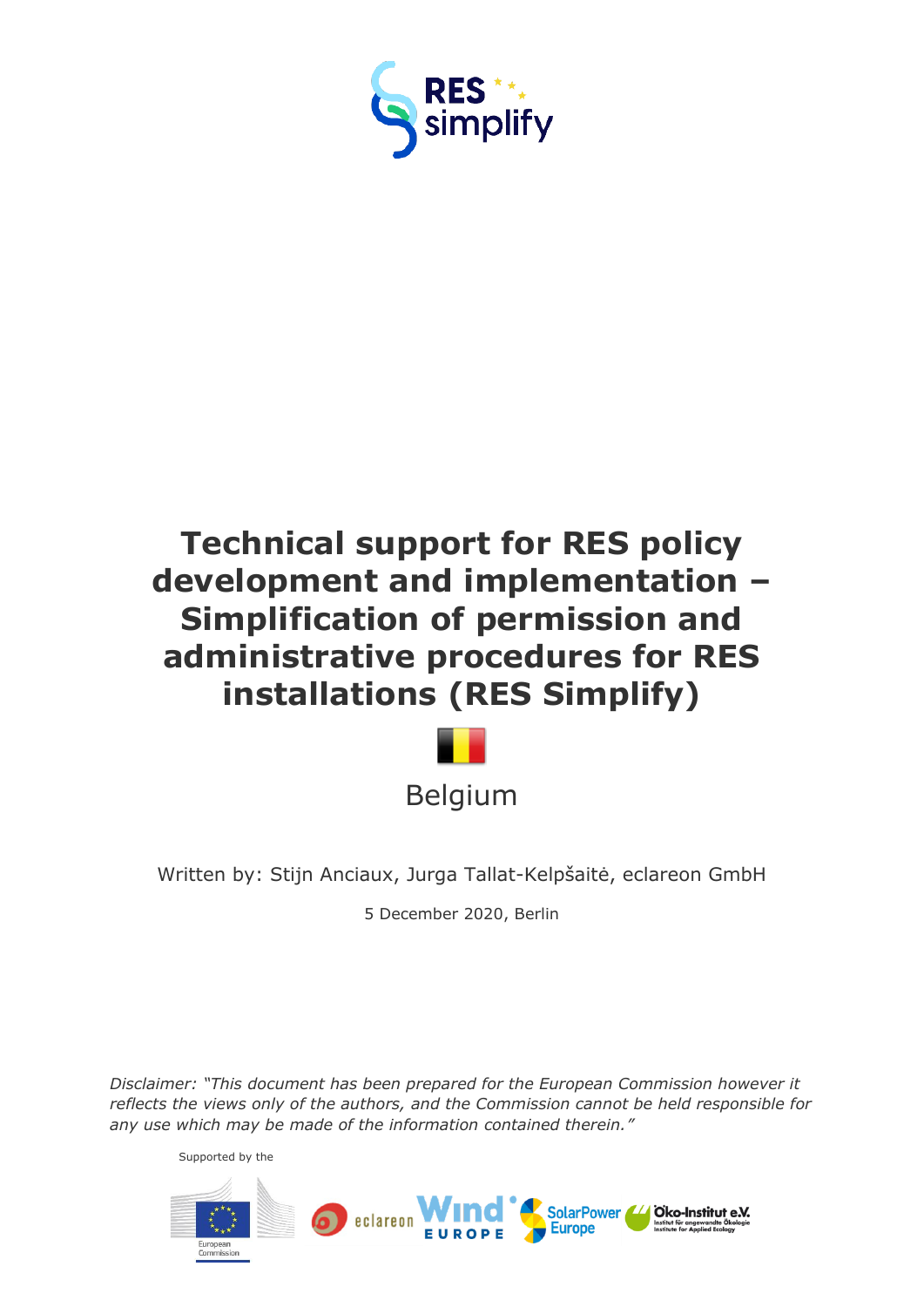RES simplify

# Technical support for RES policy development and implementation – Simplification of permission and administrative procedures for RES installations (RES Simplify)

Belgium

Written by: Stijn Anciaux, Jurga Tallat-Kelpšaitė, eclareon GmbH

5 December 2020, Berlin

*Disclaimer: "This document has been prepared for the European Commission however it reflects the views only of the authors, and the Commission cannot be held responsible for any use which may be made of the information contained therein."*

Supported by the

European Commission

eclareon

Wind Europe

SolarPower Europe

Öko-Institut e.V.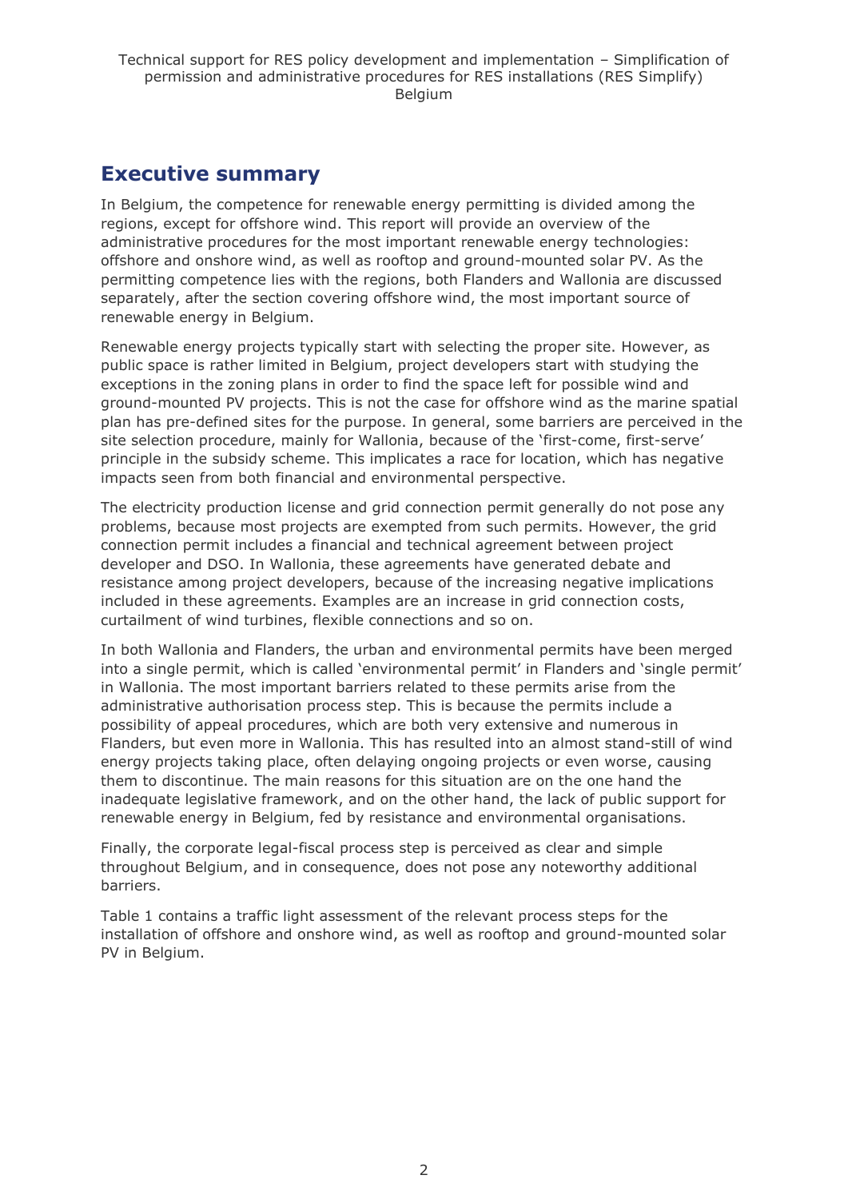## Executive summary

In Belgium, the competence for renewable energy permitting is divided among the regions, except for offshore wind. This report will provide an overview of the administrative procedures for the most important renewable energy technologies: offshore and onshore wind, as well as rooftop and ground-mounted solar PV. As the permitting competence lies with the regions, both Flanders and Wallonia are discussed separately, after the section covering offshore wind, the most important source of renewable energy in Belgium.

Renewable energy projects typically start with selecting the proper site. However, as public space is rather limited in Belgium, project developers start with studying the exceptions in the zoning plans in order to find the space left for possible wind and ground-mounted PV projects. This is not the case for offshore wind as the marine spatial plan has pre-defined sites for the purpose. In general, some barriers are perceived in the site selection procedure, mainly for Wallonia, because of the 'first-come, first-serve' principle in the subsidy scheme. This implicates a race for location, which has negative impacts seen from both financial and environmental perspective.

The electricity production license and grid connection permit generally do not pose any problems, because most projects are exempted from such permits. However, the grid connection permit includes a financial and technical agreement between project developer and DSO. In Wallonia, these agreements have generated debate and resistance among project developers, because of the increasing negative implications included in these agreements. Examples are an increase in grid connection costs, curtailment of wind turbines, flexible connections and so on.

In both Wallonia and Flanders, the urban and environmental permits have been merged into a single permit, which is called 'environmental permit' in Flanders and 'single permit' in Wallonia. The most important barriers related to these permits arise from the administrative authorisation process step. This is because the permits include a possibility of appeal procedures, which are both very extensive and numerous in Flanders, but even more in Wallonia. This has resulted into an almost stand-still of wind energy projects taking place, often delaying ongoing projects or even worse, causing them to discontinue. The main reasons for this situation are on the one hand the inadequate legislative framework, and on the other hand, the lack of public support for renewable energy in Belgium, fed by resistance and environmental organisations.

Finally, the corporate legal-fiscal process step is perceived as clear and simple throughout Belgium, and in consequence, does not pose any noteworthy additional barriers.

Table 1 contains a traffic light assessment of the relevant process steps for the installation of offshore and onshore wind, as well as rooftop and ground-mounted solar PV in Belgium.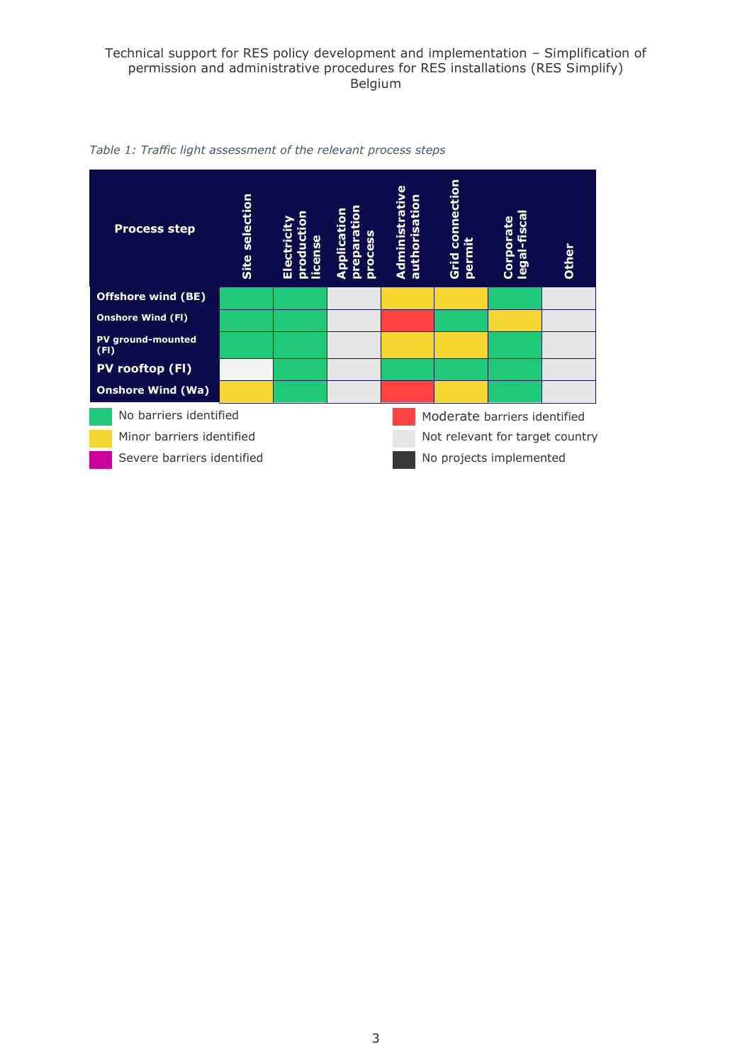*Table 1: Traffic light assessment of the relevant process steps*

| Process step | Site selection | Electricity production license | Application preparation process | Administrative authorisation | Grid connection permit | Corporate legal-fiscal | Other |
|---|---|---|---|---|---|---|---|
| Offshore wind (BE) | No barriers identified | No barriers identified | Not relevant for target country | Minor barriers identified | Minor barriers identified | No barriers identified | Not relevant for target country |
| Onshore Wind (Fl) | No barriers identified | No barriers identified | Not relevant for target country | Moderate barriers identified | No barriers identified | Minor barriers identified | Not relevant for target country |
| PV ground-mounted (Fl) | No barriers identified | No barriers identified | Not relevant for target country | Minor barriers identified | Minor barriers identified | No barriers identified | Not relevant for target country |
| PV rooftop (Fl) | | No barriers identified | Not relevant for target country | No barriers identified | No barriers identified | No barriers identified | Not relevant for target country |
| Onshore Wind (Wa) | Minor barriers identified | No barriers identified | Not relevant for target country | Moderate barriers identified | Minor barriers identified | No barriers identified | Not relevant for target country |

Legend:
- Green: No barriers identified
- Yellow: Minor barriers identified
- Magenta: Severe barriers identified
- Red: Moderate barriers identified
- Light grey: Not relevant for target country
- Dark grey: No projects implemented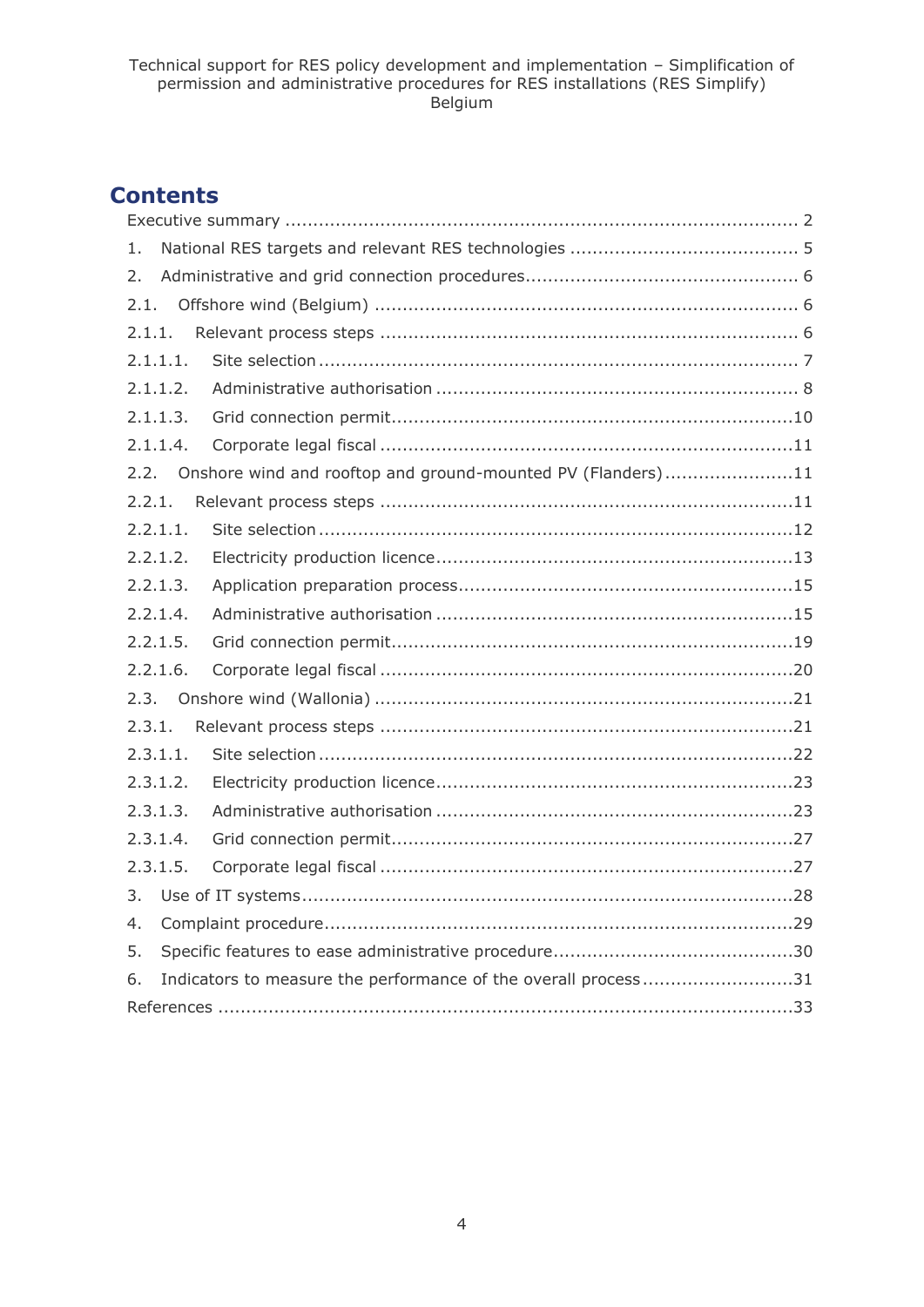# Contents

Executive summary ........................................................................................... 2

1. National RES targets and relevant RES technologies ........................................ 5

2. Administrative and grid connection procedures................................................ 6

2.1. Offshore wind (Belgium) ........................................................................... 6

2.1.1. Relevant process steps .......................................................................... 6

2.1.1.1. Site selection .................................................................................... 7

2.1.1.2. Administrative authorisation ................................................................ 8

2.1.1.3. Grid connection permit.......................................................................10

2.1.1.4. Corporate legal fiscal .........................................................................11

2.2. Onshore wind and rooftop and ground-mounted PV (Flanders).......................11

2.2.1. Relevant process steps .........................................................................11

2.2.1.1. Site selection ....................................................................................12

2.2.1.2. Electricity production licence................................................................13

2.2.1.3. Application preparation process............................................................15

2.2.1.4. Administrative authorisation ...............................................................15

2.2.1.5. Grid connection permit.......................................................................19

2.2.1.6. Corporate legal fiscal .........................................................................20

2.3. Onshore wind (Wallonia) ..........................................................................21

2.3.1. Relevant process steps .........................................................................21

2.3.1.1. Site selection ....................................................................................22

2.3.1.2. Electricity production licence...............................................................23

2.3.1.3. Administrative authorisation ...............................................................23

2.3.1.4. Grid connection permit.......................................................................27

2.3.1.5. Corporate legal fiscal .........................................................................27

3. Use of IT systems......................................................................................28

4. Complaint procedure...................................................................................29

5. Specific features to ease administrative procedure..........................................30

6. Indicators to measure the performance of the overall process...........................31

References .....................................................................................................33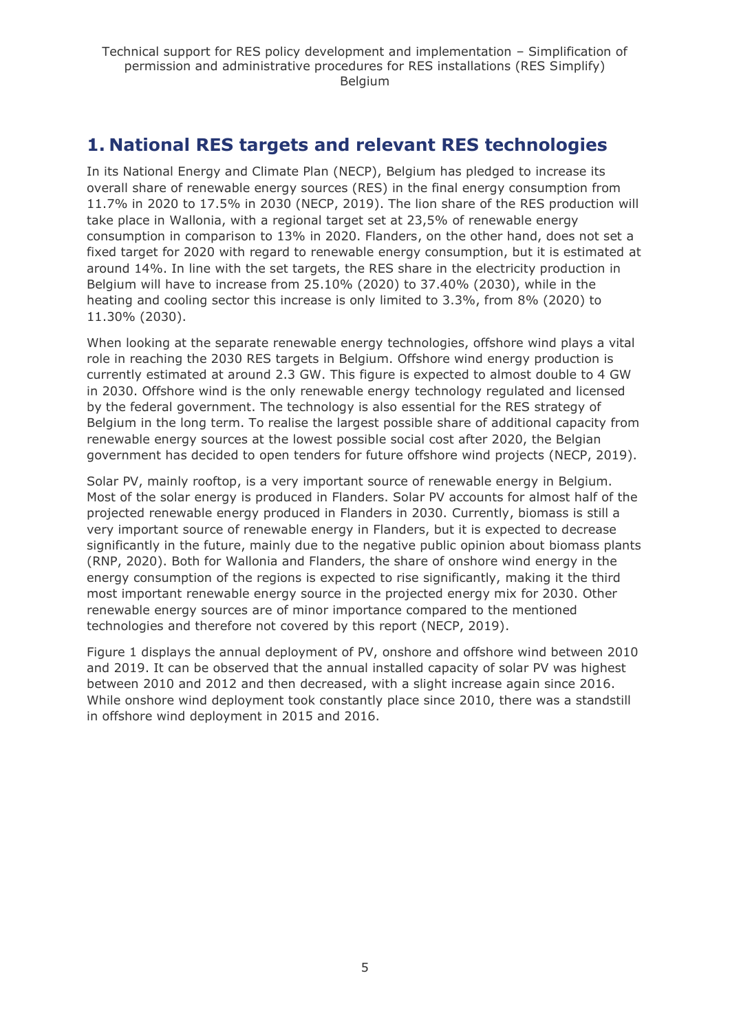# 1. National RES targets and relevant RES technologies

In its National Energy and Climate Plan (NECP), Belgium has pledged to increase its overall share of renewable energy sources (RES) in the final energy consumption from 11.7% in 2020 to 17.5% in 2030 (NECP, 2019). The lion share of the RES production will take place in Wallonia, with a regional target set at 23,5% of renewable energy consumption in comparison to 13% in 2020. Flanders, on the other hand, does not set a fixed target for 2020 with regard to renewable energy consumption, but it is estimated at around 14%. In line with the set targets, the RES share in the electricity production in Belgium will have to increase from 25.10% (2020) to 37.40% (2030), while in the heating and cooling sector this increase is only limited to 3.3%, from 8% (2020) to 11.30% (2030).

When looking at the separate renewable energy technologies, offshore wind plays a vital role in reaching the 2030 RES targets in Belgium. Offshore wind energy production is currently estimated at around 2.3 GW. This figure is expected to almost double to 4 GW in 2030. Offshore wind is the only renewable energy technology regulated and licensed by the federal government. The technology is also essential for the RES strategy of Belgium in the long term. To realise the largest possible share of additional capacity from renewable energy sources at the lowest possible social cost after 2020, the Belgian government has decided to open tenders for future offshore wind projects (NECP, 2019).

Solar PV, mainly rooftop, is a very important source of renewable energy in Belgium. Most of the solar energy is produced in Flanders. Solar PV accounts for almost half of the projected renewable energy produced in Flanders in 2030. Currently, biomass is still a very important source of renewable energy in Flanders, but it is expected to decrease significantly in the future, mainly due to the negative public opinion about biomass plants (RNP, 2020). Both for Wallonia and Flanders, the share of onshore wind energy in the energy consumption of the regions is expected to rise significantly, making it the third most important renewable energy source in the projected energy mix for 2030. Other renewable energy sources are of minor importance compared to the mentioned technologies and therefore not covered by this report (NECP, 2019).

Figure 1 displays the annual deployment of PV, onshore and offshore wind between 2010 and 2019. It can be observed that the annual installed capacity of solar PV was highest between 2010 and 2012 and then decreased, with a slight increase again since 2016. While onshore wind deployment took constantly place since 2010, there was a standstill in offshore wind deployment in 2015 and 2016.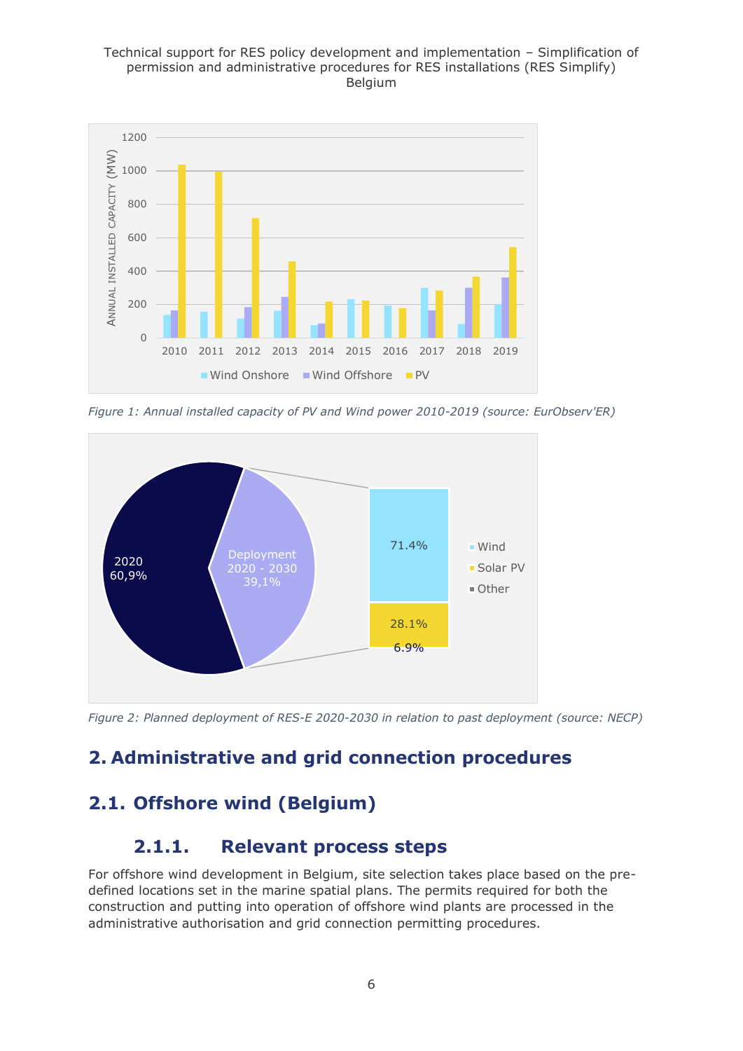*Figure 1: Annual installed capacity of PV and Wind power 2010-2019 (source: EurObserv'ER)*

*Figure 2: Planned deployment of RES-E 2020-2030 in relation to past deployment (source: NECP)*

# 2. Administrative and grid connection procedures

## 2.1. Offshore wind (Belgium)

### 2.1.1. Relevant process steps

For offshore wind development in Belgium, site selection takes place based on the pre-defined locations set in the marine spatial plans. The permits required for both the construction and putting into operation of offshore wind plants are processed in the administrative authorisation and grid connection permitting procedures.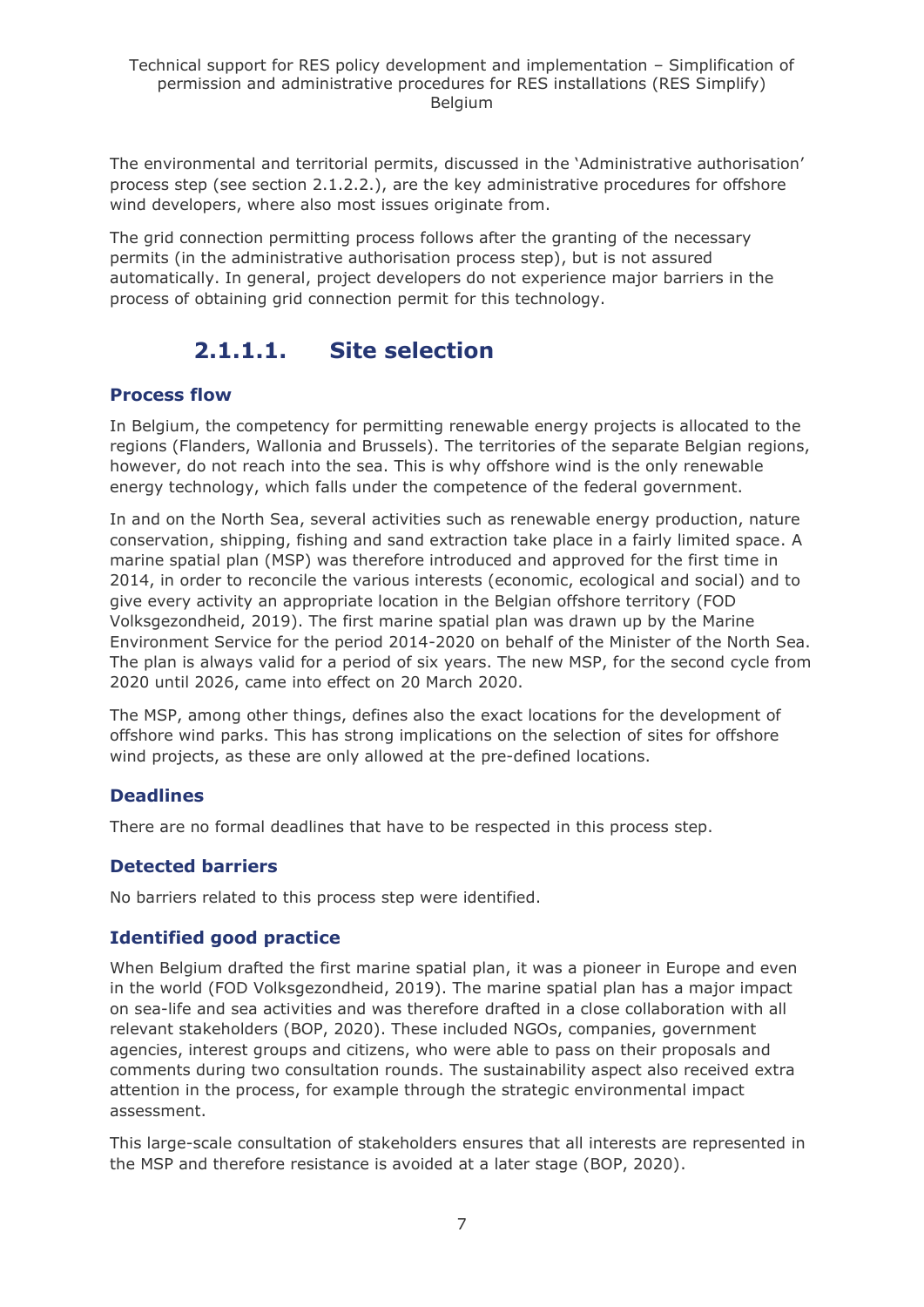The environmental and territorial permits, discussed in the 'Administrative authorisation' process step (see section 2.1.2.2.), are the key administrative procedures for offshore wind developers, where also most issues originate from.

The grid connection permitting process follows after the granting of the necessary permits (in the administrative authorisation process step), but is not assured automatically. In general, project developers do not experience major barriers in the process of obtaining grid connection permit for this technology.

### 2.1.1.1. Site selection

#### Process flow

In Belgium, the competency for permitting renewable energy projects is allocated to the regions (Flanders, Wallonia and Brussels). The territories of the separate Belgian regions, however, do not reach into the sea. This is why offshore wind is the only renewable energy technology, which falls under the competence of the federal government.

In and on the North Sea, several activities such as renewable energy production, nature conservation, shipping, fishing and sand extraction take place in a fairly limited space. A marine spatial plan (MSP) was therefore introduced and approved for the first time in 2014, in order to reconcile the various interests (economic, ecological and social) and to give every activity an appropriate location in the Belgian offshore territory (FOD Volksgezondheid, 2019). The first marine spatial plan was drawn up by the Marine Environment Service for the period 2014-2020 on behalf of the Minister of the North Sea. The plan is always valid for a period of six years. The new MSP, for the second cycle from 2020 until 2026, came into effect on 20 March 2020.

The MSP, among other things, defines also the exact locations for the development of offshore wind parks. This has strong implications on the selection of sites for offshore wind projects, as these are only allowed at the pre-defined locations.

#### Deadlines

There are no formal deadlines that have to be respected in this process step.

#### Detected barriers

No barriers related to this process step were identified.

#### Identified good practice

When Belgium drafted the first marine spatial plan, it was a pioneer in Europe and even in the world (FOD Volksgezondheid, 2019). The marine spatial plan has a major impact on sea-life and sea activities and was therefore drafted in a close collaboration with all relevant stakeholders (BOP, 2020). These included NGOs, companies, government agencies, interest groups and citizens, who were able to pass on their proposals and comments during two consultation rounds. The sustainability aspect also received extra attention in the process, for example through the strategic environmental impact assessment.

This large-scale consultation of stakeholders ensures that all interests are represented in the MSP and therefore resistance is avoided at a later stage (BOP, 2020).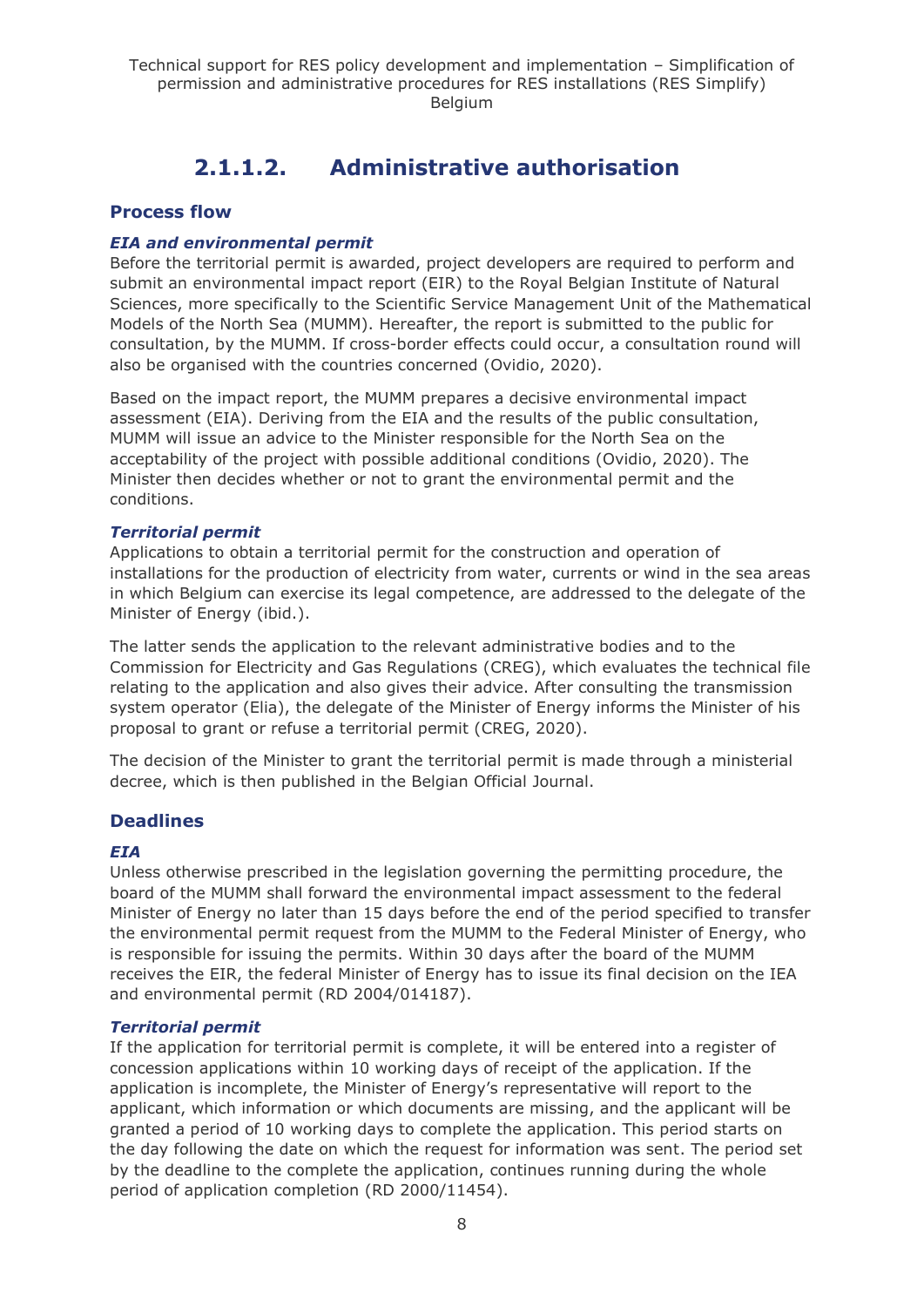## 2.1.1.2. Administrative authorisation

### Process flow

***EIA and environmental permit***

Before the territorial permit is awarded, project developers are required to perform and submit an environmental impact report (EIR) to the Royal Belgian Institute of Natural Sciences, more specifically to the Scientific Service Management Unit of the Mathematical Models of the North Sea (MUMM). Hereafter, the report is submitted to the public for consultation, by the MUMM. If cross-border effects could occur, a consultation round will also be organised with the countries concerned (Ovidio, 2020).

Based on the impact report, the MUMM prepares a decisive environmental impact assessment (EIA). Deriving from the EIA and the results of the public consultation, MUMM will issue an advice to the Minister responsible for the North Sea on the acceptability of the project with possible additional conditions (Ovidio, 2020). The Minister then decides whether or not to grant the environmental permit and the conditions.

***Territorial permit***

Applications to obtain a territorial permit for the construction and operation of installations for the production of electricity from water, currents or wind in the sea areas in which Belgium can exercise its legal competence, are addressed to the delegate of the Minister of Energy (ibid.).

The latter sends the application to the relevant administrative bodies and to the Commission for Electricity and Gas Regulations (CREG), which evaluates the technical file relating to the application and also gives their advice. After consulting the transmission system operator (Elia), the delegate of the Minister of Energy informs the Minister of his proposal to grant or refuse a territorial permit (CREG, 2020).

The decision of the Minister to grant the territorial permit is made through a ministerial decree, which is then published in the Belgian Official Journal.

### Deadlines

***EIA***

Unless otherwise prescribed in the legislation governing the permitting procedure, the board of the MUMM shall forward the environmental impact assessment to the federal Minister of Energy no later than 15 days before the end of the period specified to transfer the environmental permit request from the MUMM to the Federal Minister of Energy, who is responsible for issuing the permits. Within 30 days after the board of the MUMM receives the EIR, the federal Minister of Energy has to issue its final decision on the IEA and environmental permit (RD 2004/014187).

***Territorial permit***

If the application for territorial permit is complete, it will be entered into a register of concession applications within 10 working days of receipt of the application. If the application is incomplete, the Minister of Energy's representative will report to the applicant, which information or which documents are missing, and the applicant will be granted a period of 10 working days to complete the application. This period starts on the day following the date on which the request for information was sent. The period set by the deadline to the complete the application, continues running during the whole period of application completion (RD 2000/11454).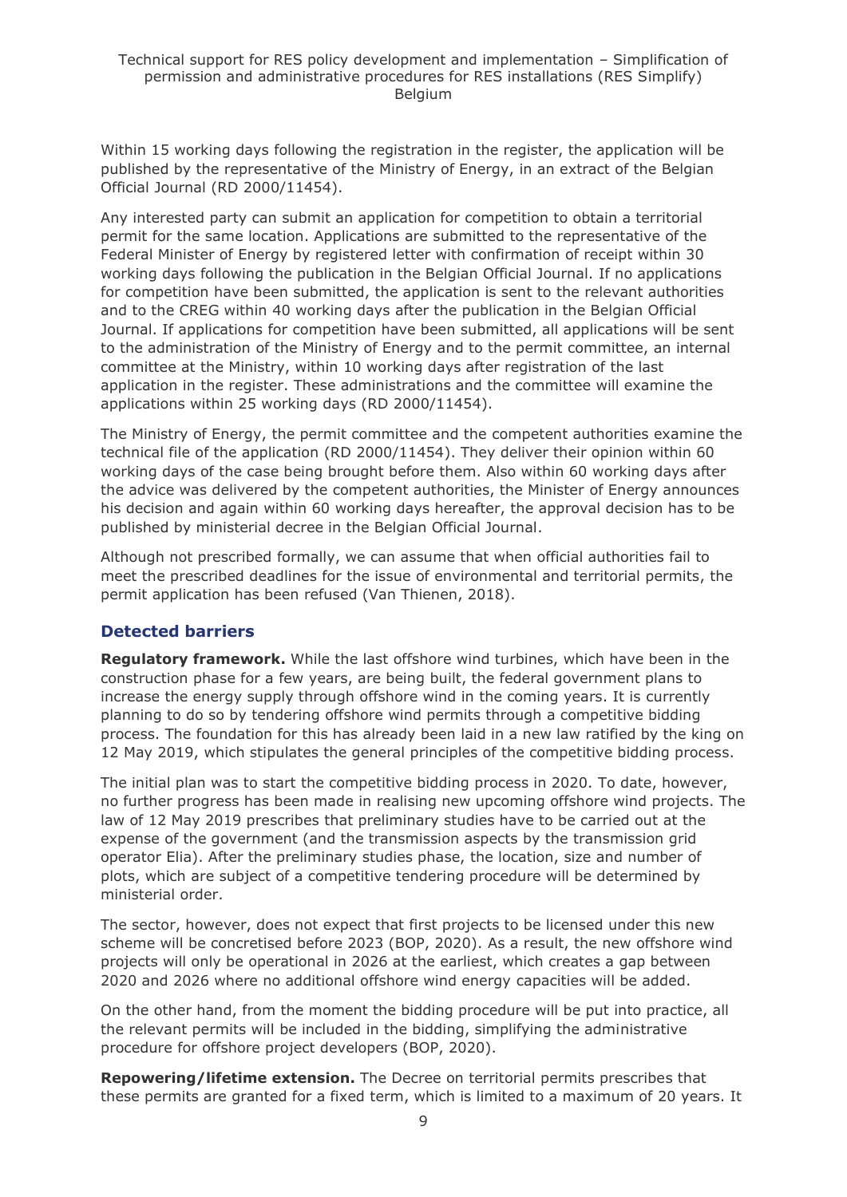Within 15 working days following the registration in the register, the application will be published by the representative of the Ministry of Energy, in an extract of the Belgian Official Journal (RD 2000/11454).

Any interested party can submit an application for competition to obtain a territorial permit for the same location. Applications are submitted to the representative of the Federal Minister of Energy by registered letter with confirmation of receipt within 30 working days following the publication in the Belgian Official Journal. If no applications for competition have been submitted, the application is sent to the relevant authorities and to the CREG within 40 working days after the publication in the Belgian Official Journal. If applications for competition have been submitted, all applications will be sent to the administration of the Ministry of Energy and to the permit committee, an internal committee at the Ministry, within 10 working days after registration of the last application in the register. These administrations and the committee will examine the applications within 25 working days (RD 2000/11454).

The Ministry of Energy, the permit committee and the competent authorities examine the technical file of the application (RD 2000/11454). They deliver their opinion within 60 working days of the case being brought before them. Also within 60 working days after the advice was delivered by the competent authorities, the Minister of Energy announces his decision and again within 60 working days hereafter, the approval decision has to be published by ministerial decree in the Belgian Official Journal.

Although not prescribed formally, we can assume that when official authorities fail to meet the prescribed deadlines for the issue of environmental and territorial permits, the permit application has been refused (Van Thienen, 2018).

## Detected barriers

**Regulatory framework.** While the last offshore wind turbines, which have been in the construction phase for a few years, are being built, the federal government plans to increase the energy supply through offshore wind in the coming years. It is currently planning to do so by tendering offshore wind permits through a competitive bidding process. The foundation for this has already been laid in a new law ratified by the king on 12 May 2019, which stipulates the general principles of the competitive bidding process.

The initial plan was to start the competitive bidding process in 2020. To date, however, no further progress has been made in realising new upcoming offshore wind projects. The law of 12 May 2019 prescribes that preliminary studies have to be carried out at the expense of the government (and the transmission aspects by the transmission grid operator Elia). After the preliminary studies phase, the location, size and number of plots, which are subject of a competitive tendering procedure will be determined by ministerial order.

The sector, however, does not expect that first projects to be licensed under this new scheme will be concretised before 2023 (BOP, 2020). As a result, the new offshore wind projects will only be operational in 2026 at the earliest, which creates a gap between 2020 and 2026 where no additional offshore wind energy capacities will be added.

On the other hand, from the moment the bidding procedure will be put into practice, all the relevant permits will be included in the bidding, simplifying the administrative procedure for offshore project developers (BOP, 2020).

**Repowering/lifetime extension.** The Decree on territorial permits prescribes that these permits are granted for a fixed term, which is limited to a maximum of 20 years. It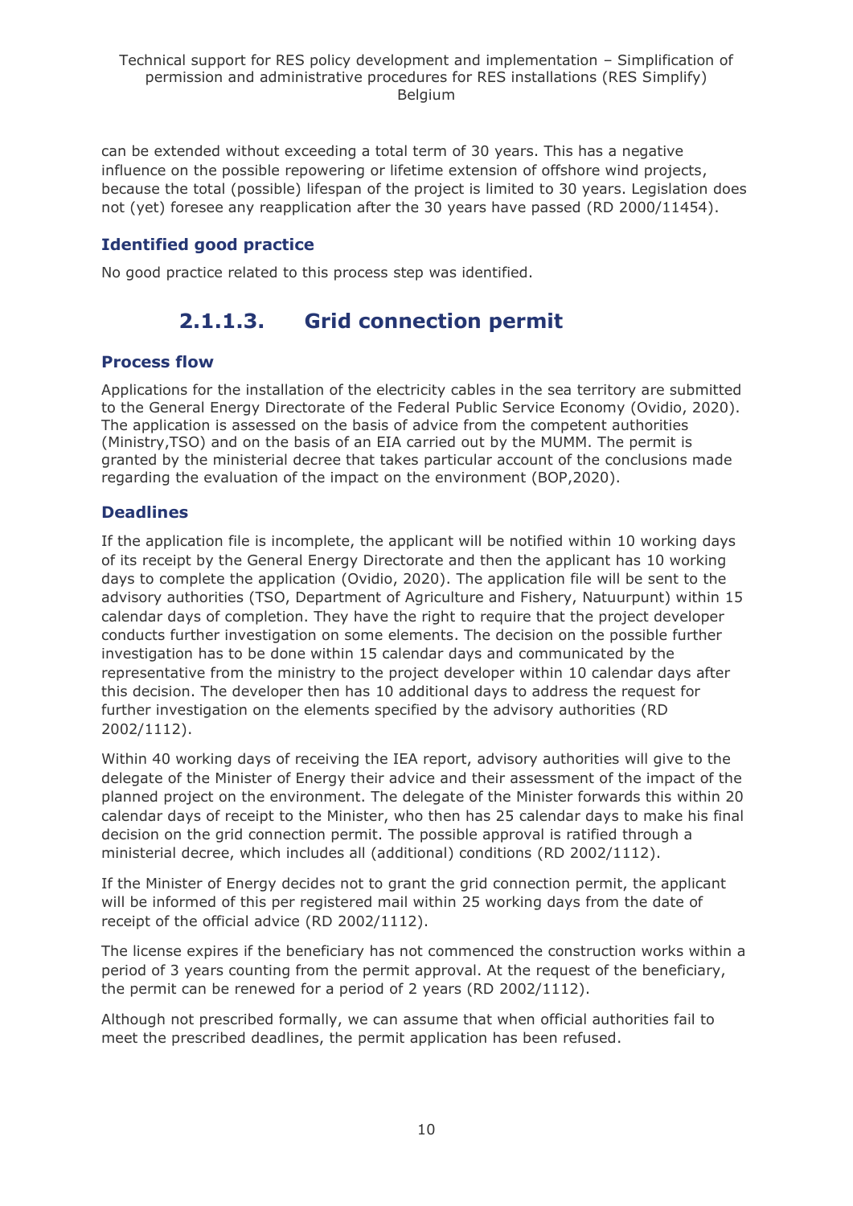can be extended without exceeding a total term of 30 years. This has a negative influence on the possible repowering or lifetime extension of offshore wind projects, because the total (possible) lifespan of the project is limited to 30 years. Legislation does not (yet) foresee any reapplication after the 30 years have passed (RD 2000/11454).

### Identified good practice

No good practice related to this process step was identified.

## 2.1.1.3. Grid connection permit

### Process flow

Applications for the installation of the electricity cables in the sea territory are submitted to the General Energy Directorate of the Federal Public Service Economy (Ovidio, 2020). The application is assessed on the basis of advice from the competent authorities (Ministry,TSO) and on the basis of an EIA carried out by the MUMM. The permit is granted by the ministerial decree that takes particular account of the conclusions made regarding the evaluation of the impact on the environment (BOP,2020).

### Deadlines

If the application file is incomplete, the applicant will be notified within 10 working days of its receipt by the General Energy Directorate and then the applicant has 10 working days to complete the application (Ovidio, 2020). The application file will be sent to the advisory authorities (TSO, Department of Agriculture and Fishery, Natuurpunt) within 15 calendar days of completion. They have the right to require that the project developer conducts further investigation on some elements. The decision on the possible further investigation has to be done within 15 calendar days and communicated by the representative from the ministry to the project developer within 10 calendar days after this decision. The developer then has 10 additional days to address the request for further investigation on the elements specified by the advisory authorities (RD 2002/1112).

Within 40 working days of receiving the IEA report, advisory authorities will give to the delegate of the Minister of Energy their advice and their assessment of the impact of the planned project on the environment. The delegate of the Minister forwards this within 20 calendar days of receipt to the Minister, who then has 25 calendar days to make his final decision on the grid connection permit. The possible approval is ratified through a ministerial decree, which includes all (additional) conditions (RD 2002/1112).

If the Minister of Energy decides not to grant the grid connection permit, the applicant will be informed of this per registered mail within 25 working days from the date of receipt of the official advice (RD 2002/1112).

The license expires if the beneficiary has not commenced the construction works within a period of 3 years counting from the permit approval. At the request of the beneficiary, the permit can be renewed for a period of 2 years (RD 2002/1112).

Although not prescribed formally, we can assume that when official authorities fail to meet the prescribed deadlines, the permit application has been refused.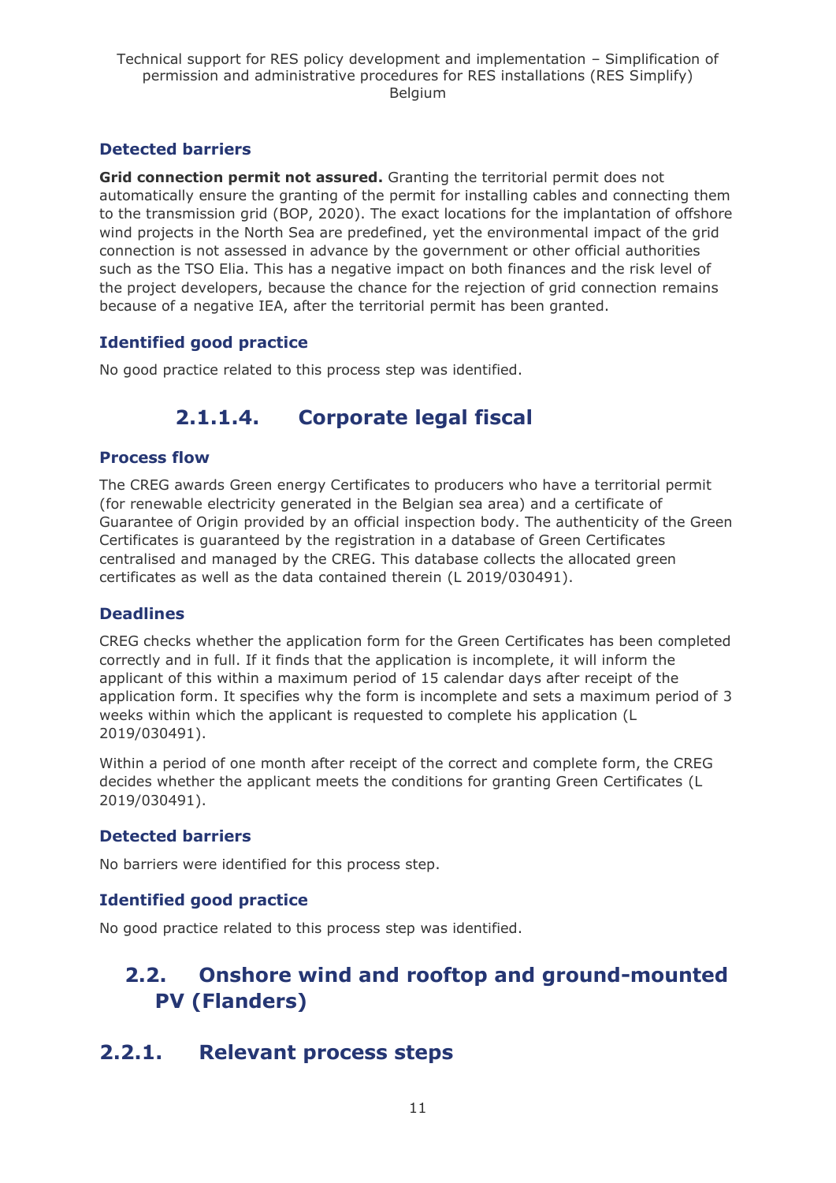### Detected barriers

**Grid connection permit not assured.** Granting the territorial permit does not automatically ensure the granting of the permit for installing cables and connecting them to the transmission grid (BOP, 2020). The exact locations for the implantation of offshore wind projects in the North Sea are predefined, yet the environmental impact of the grid connection is not assessed in advance by the government or other official authorities such as the TSO Elia. This has a negative impact on both finances and the risk level of the project developers, because the chance for the rejection of grid connection remains because of a negative IEA, after the territorial permit has been granted.

### Identified good practice

No good practice related to this process step was identified.

## 2.1.1.4. Corporate legal fiscal

### Process flow

The CREG awards Green energy Certificates to producers who have a territorial permit (for renewable electricity generated in the Belgian sea area) and a certificate of Guarantee of Origin provided by an official inspection body. The authenticity of the Green Certificates is guaranteed by the registration in a database of Green Certificates centralised and managed by the CREG. This database collects the allocated green certificates as well as the data contained therein (L 2019/030491).

### Deadlines

CREG checks whether the application form for the Green Certificates has been completed correctly and in full. If it finds that the application is incomplete, it will inform the applicant of this within a maximum period of 15 calendar days after receipt of the application form. It specifies why the form is incomplete and sets a maximum period of 3 weeks within which the applicant is requested to complete his application (L 2019/030491).

Within a period of one month after receipt of the correct and complete form, the CREG decides whether the applicant meets the conditions for granting Green Certificates (L 2019/030491).

### Detected barriers

No barriers were identified for this process step.

### Identified good practice

No good practice related to this process step was identified.

# 2.2. Onshore wind and rooftop and ground-mounted PV (Flanders)

## 2.2.1. Relevant process steps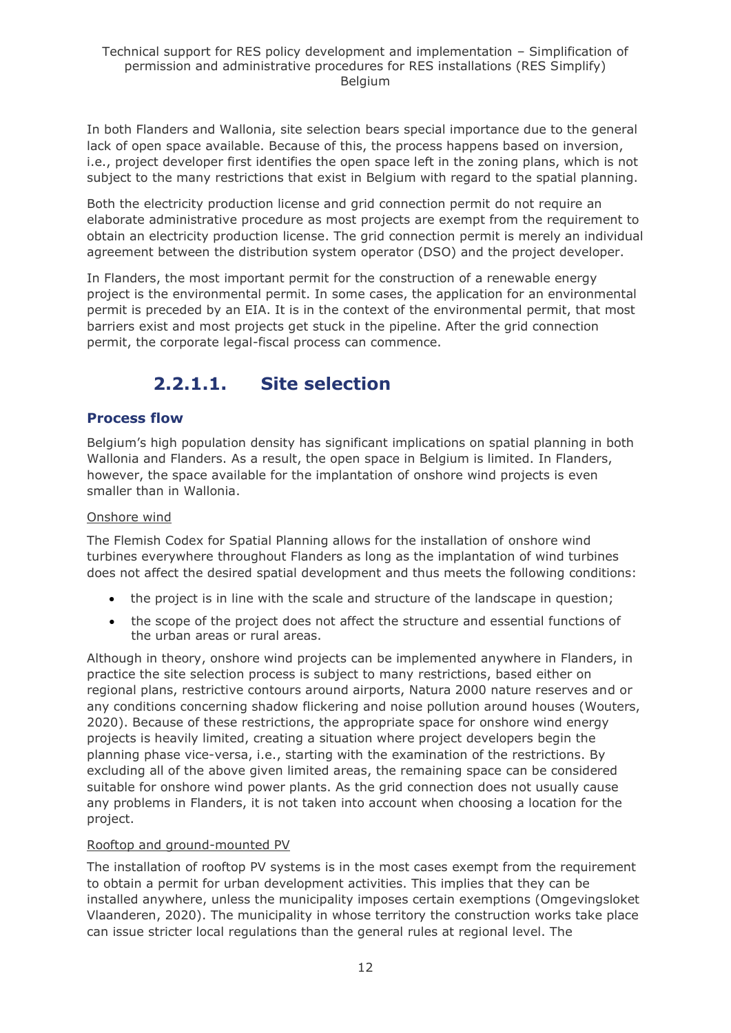In both Flanders and Wallonia, site selection bears special importance due to the general lack of open space available. Because of this, the process happens based on inversion, i.e., project developer first identifies the open space left in the zoning plans, which is not subject to the many restrictions that exist in Belgium with regard to the spatial planning.

Both the electricity production license and grid connection permit do not require an elaborate administrative procedure as most projects are exempt from the requirement to obtain an electricity production license. The grid connection permit is merely an individual agreement between the distribution system operator (DSO) and the project developer.

In Flanders, the most important permit for the construction of a renewable energy project is the environmental permit. In some cases, the application for an environmental permit is preceded by an EIA. It is in the context of the environmental permit, that most barriers exist and most projects get stuck in the pipeline. After the grid connection permit, the corporate legal-fiscal process can commence.

## 2.2.1.1. Site selection

### Process flow

Belgium's high population density has significant implications on spatial planning in both Wallonia and Flanders. As a result, the open space in Belgium is limited. In Flanders, however, the space available for the implantation of onshore wind projects is even smaller than in Wallonia.

Onshore wind

The Flemish Codex for Spatial Planning allows for the installation of onshore wind turbines everywhere throughout Flanders as long as the implantation of wind turbines does not affect the desired spatial development and thus meets the following conditions:

- the project is in line with the scale and structure of the landscape in question;
- the scope of the project does not affect the structure and essential functions of the urban areas or rural areas.

Although in theory, onshore wind projects can be implemented anywhere in Flanders, in practice the site selection process is subject to many restrictions, based either on regional plans, restrictive contours around airports, Natura 2000 nature reserves and or any conditions concerning shadow flickering and noise pollution around houses (Wouters, 2020). Because of these restrictions, the appropriate space for onshore wind energy projects is heavily limited, creating a situation where project developers begin the planning phase vice-versa, i.e., starting with the examination of the restrictions. By excluding all of the above given limited areas, the remaining space can be considered suitable for onshore wind power plants. As the grid connection does not usually cause any problems in Flanders, it is not taken into account when choosing a location for the project.

Rooftop and ground-mounted PV

The installation of rooftop PV systems is in the most cases exempt from the requirement to obtain a permit for urban development activities. This implies that they can be installed anywhere, unless the municipality imposes certain exemptions (Omgevingsloket Vlaanderen, 2020). The municipality in whose territory the construction works take place can issue stricter local regulations than the general rules at regional level. The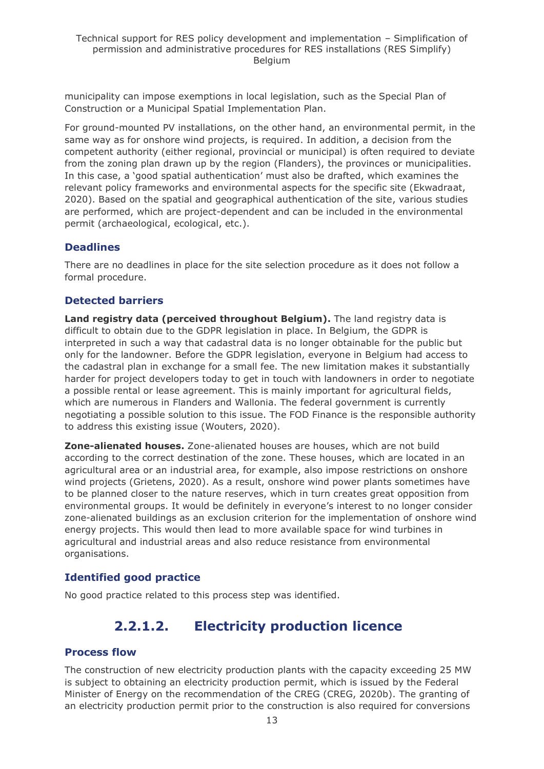municipality can impose exemptions in local legislation, such as the Special Plan of Construction or a Municipal Spatial Implementation Plan.

For ground-mounted PV installations, on the other hand, an environmental permit, in the same way as for onshore wind projects, is required. In addition, a decision from the competent authority (either regional, provincial or municipal) is often required to deviate from the zoning plan drawn up by the region (Flanders), the provinces or municipalities. In this case, a 'good spatial authentication' must also be drafted, which examines the relevant policy frameworks and environmental aspects for the specific site (Ekwadraat, 2020). Based on the spatial and geographical authentication of the site, various studies are performed, which are project-dependent and can be included in the environmental permit (archaeological, ecological, etc.).

### Deadlines

There are no deadlines in place for the site selection procedure as it does not follow a formal procedure.

### Detected barriers

**Land registry data (perceived throughout Belgium).** The land registry data is difficult to obtain due to the GDPR legislation in place. In Belgium, the GDPR is interpreted in such a way that cadastral data is no longer obtainable for the public but only for the landowner. Before the GDPR legislation, everyone in Belgium had access to the cadastral plan in exchange for a small fee. The new limitation makes it substantially harder for project developers today to get in touch with landowners in order to negotiate a possible rental or lease agreement. This is mainly important for agricultural fields, which are numerous in Flanders and Wallonia. The federal government is currently negotiating a possible solution to this issue. The FOD Finance is the responsible authority to address this existing issue (Wouters, 2020).

**Zone-alienated houses.** Zone-alienated houses are houses, which are not build according to the correct destination of the zone. These houses, which are located in an agricultural area or an industrial area, for example, also impose restrictions on onshore wind projects (Grietens, 2020). As a result, onshore wind power plants sometimes have to be planned closer to the nature reserves, which in turn creates great opposition from environmental groups. It would be definitely in everyone's interest to no longer consider zone-alienated buildings as an exclusion criterion for the implementation of onshore wind energy projects. This would then lead to more available space for wind turbines in agricultural and industrial areas and also reduce resistance from environmental organisations.

### Identified good practice

No good practice related to this process step was identified.

## 2.2.1.2. Electricity production licence

### Process flow

The construction of new electricity production plants with the capacity exceeding 25 MW is subject to obtaining an electricity production permit, which is issued by the Federal Minister of Energy on the recommendation of the CREG (CREG, 2020b). The granting of an electricity production permit prior to the construction is also required for conversions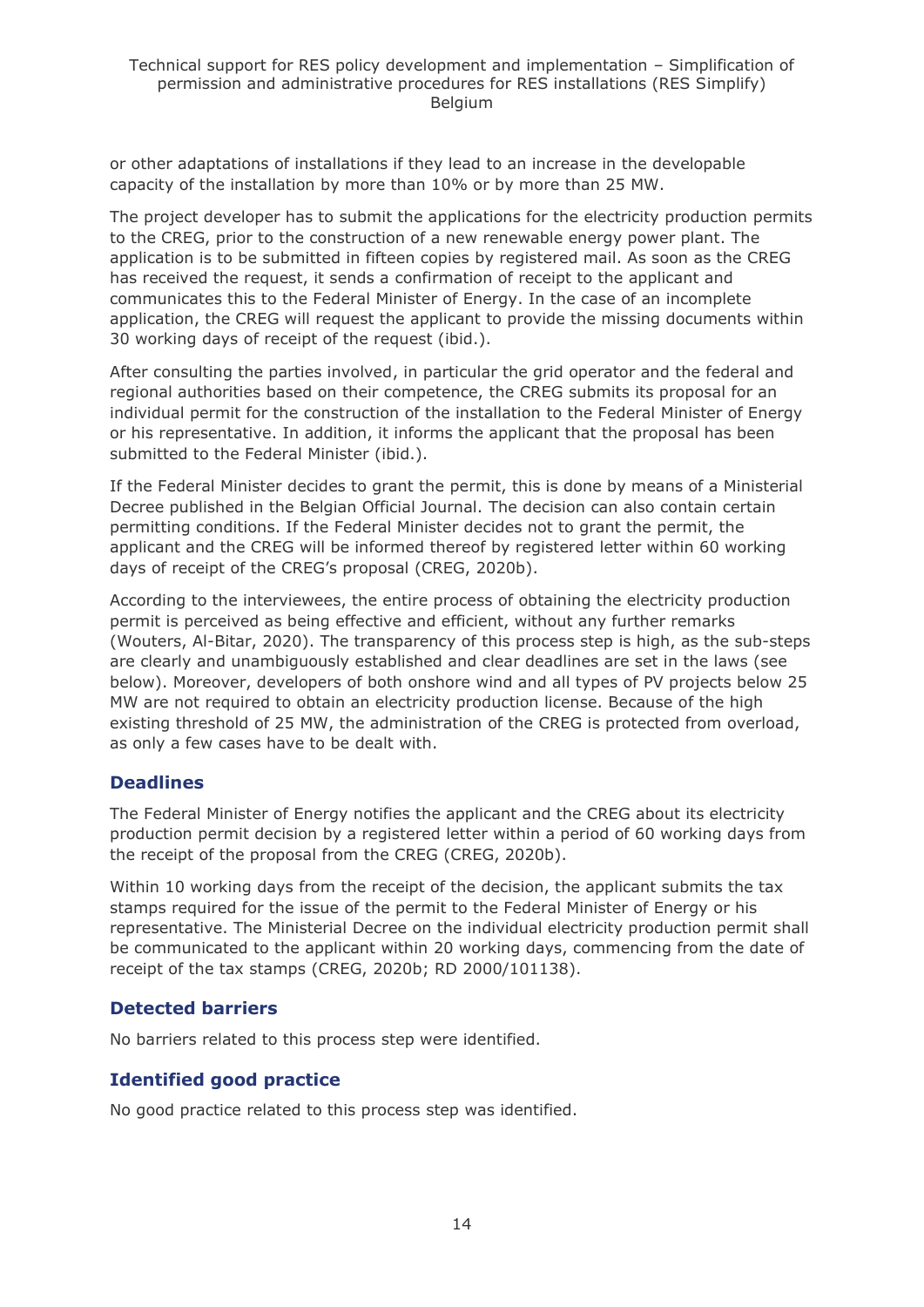or other adaptations of installations if they lead to an increase in the developable capacity of the installation by more than 10% or by more than 25 MW.

The project developer has to submit the applications for the electricity production permits to the CREG, prior to the construction of a new renewable energy power plant. The application is to be submitted in fifteen copies by registered mail. As soon as the CREG has received the request, it sends a confirmation of receipt to the applicant and communicates this to the Federal Minister of Energy. In the case of an incomplete application, the CREG will request the applicant to provide the missing documents within 30 working days of receipt of the request (ibid.).

After consulting the parties involved, in particular the grid operator and the federal and regional authorities based on their competence, the CREG submits its proposal for an individual permit for the construction of the installation to the Federal Minister of Energy or his representative. In addition, it informs the applicant that the proposal has been submitted to the Federal Minister (ibid.).

If the Federal Minister decides to grant the permit, this is done by means of a Ministerial Decree published in the Belgian Official Journal. The decision can also contain certain permitting conditions. If the Federal Minister decides not to grant the permit, the applicant and the CREG will be informed thereof by registered letter within 60 working days of receipt of the CREG's proposal (CREG, 2020b).

According to the interviewees, the entire process of obtaining the electricity production permit is perceived as being effective and efficient, without any further remarks (Wouters, Al-Bitar, 2020). The transparency of this process step is high, as the sub-steps are clearly and unambiguously established and clear deadlines are set in the laws (see below). Moreover, developers of both onshore wind and all types of PV projects below 25 MW are not required to obtain an electricity production license. Because of the high existing threshold of 25 MW, the administration of the CREG is protected from overload, as only a few cases have to be dealt with.

### Deadlines

The Federal Minister of Energy notifies the applicant and the CREG about its electricity production permit decision by a registered letter within a period of 60 working days from the receipt of the proposal from the CREG (CREG, 2020b).

Within 10 working days from the receipt of the decision, the applicant submits the tax stamps required for the issue of the permit to the Federal Minister of Energy or his representative. The Ministerial Decree on the individual electricity production permit shall be communicated to the applicant within 20 working days, commencing from the date of receipt of the tax stamps (CREG, 2020b; RD 2000/101138).

### Detected barriers

No barriers related to this process step were identified.

### Identified good practice

No good practice related to this process step was identified.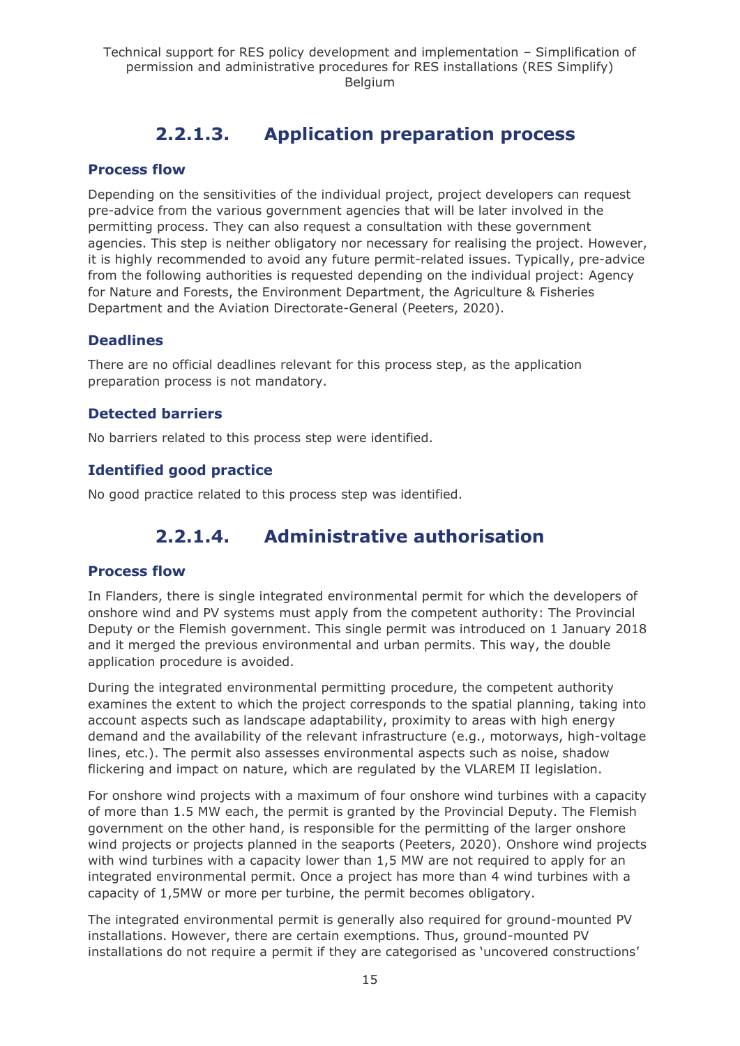### 2.2.1.3. Application preparation process

#### Process flow

Depending on the sensitivities of the individual project, project developers can request pre-advice from the various government agencies that will be later involved in the permitting process. They can also request a consultation with these government agencies. This step is neither obligatory nor necessary for realising the project. However, it is highly recommended to avoid any future permit-related issues. Typically, pre-advice from the following authorities is requested depending on the individual project: Agency for Nature and Forests, the Environment Department, the Agriculture & Fisheries Department and the Aviation Directorate-General (Peeters, 2020).

#### Deadlines

There are no official deadlines relevant for this process step, as the application preparation process is not mandatory.

#### Detected barriers

No barriers related to this process step were identified.

#### Identified good practice

No good practice related to this process step was identified.

### 2.2.1.4. Administrative authorisation

#### Process flow

In Flanders, there is single integrated environmental permit for which the developers of onshore wind and PV systems must apply from the competent authority: The Provincial Deputy or the Flemish government. This single permit was introduced on 1 January 2018 and it merged the previous environmental and urban permits. This way, the double application procedure is avoided.

During the integrated environmental permitting procedure, the competent authority examines the extent to which the project corresponds to the spatial planning, taking into account aspects such as landscape adaptability, proximity to areas with high energy demand and the availability of the relevant infrastructure (e.g., motorways, high-voltage lines, etc.). The permit also assesses environmental aspects such as noise, shadow flickering and impact on nature, which are regulated by the VLAREM II legislation.

For onshore wind projects with a maximum of four onshore wind turbines with a capacity of more than 1.5 MW each, the permit is granted by the Provincial Deputy. The Flemish government on the other hand, is responsible for the permitting of the larger onshore wind projects or projects planned in the seaports (Peeters, 2020). Onshore wind projects with wind turbines with a capacity lower than 1,5 MW are not required to apply for an integrated environmental permit. Once a project has more than 4 wind turbines with a capacity of 1,5MW or more per turbine, the permit becomes obligatory.

The integrated environmental permit is generally also required for ground-mounted PV installations. However, there are certain exemptions. Thus, ground-mounted PV installations do not require a permit if they are categorised as 'uncovered constructions'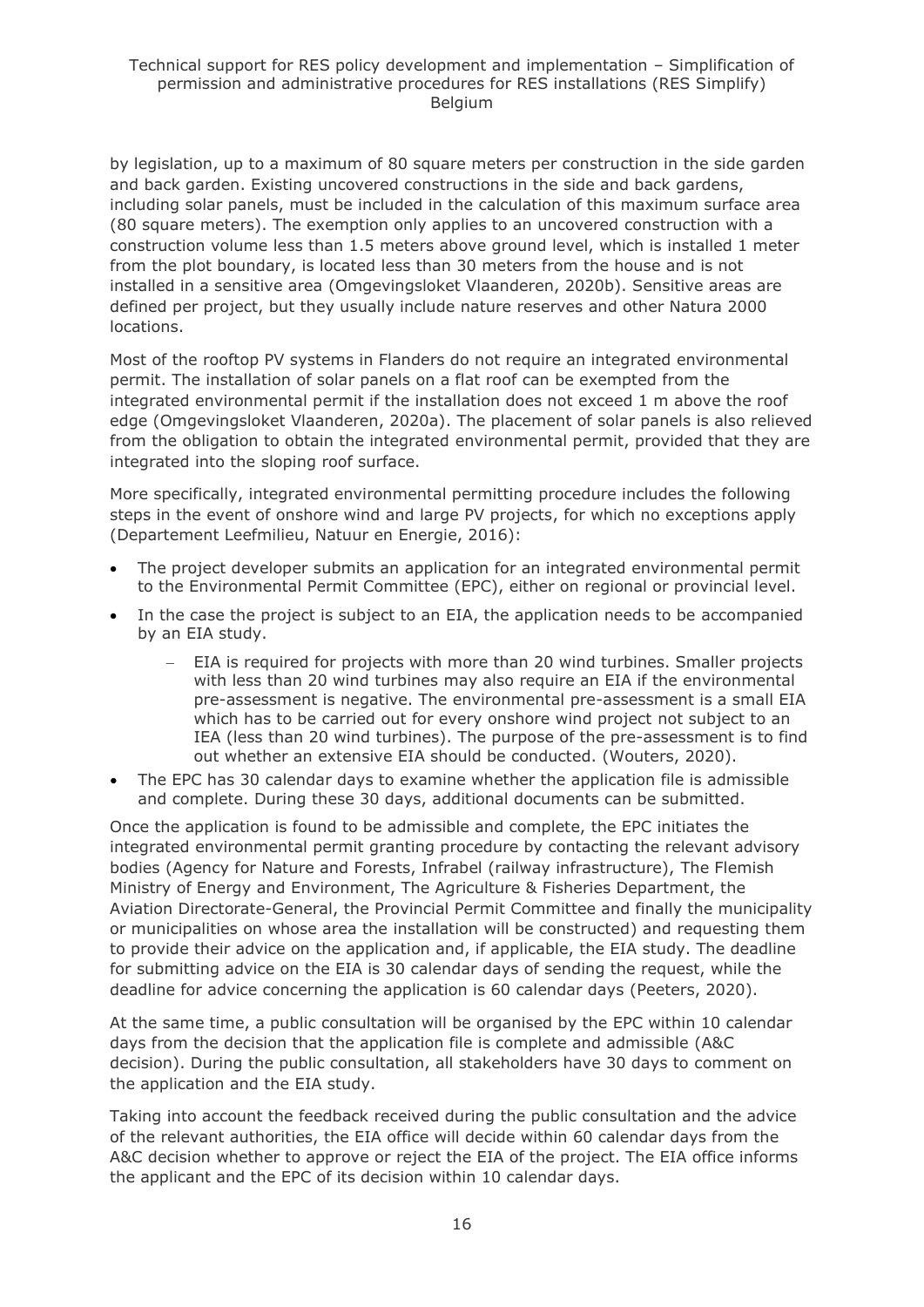by legislation, up to a maximum of 80 square meters per construction in the side garden and back garden. Existing uncovered constructions in the side and back gardens, including solar panels, must be included in the calculation of this maximum surface area (80 square meters). The exemption only applies to an uncovered construction with a construction volume less than 1.5 meters above ground level, which is installed 1 meter from the plot boundary, is located less than 30 meters from the house and is not installed in a sensitive area (Omgevingsloket Vlaanderen, 2020b). Sensitive areas are defined per project, but they usually include nature reserves and other Natura 2000 locations.

Most of the rooftop PV systems in Flanders do not require an integrated environmental permit. The installation of solar panels on a flat roof can be exempted from the integrated environmental permit if the installation does not exceed 1 m above the roof edge (Omgevingsloket Vlaanderen, 2020a). The placement of solar panels is also relieved from the obligation to obtain the integrated environmental permit, provided that they are integrated into the sloping roof surface.

More specifically, integrated environmental permitting procedure includes the following steps in the event of onshore wind and large PV projects, for which no exceptions apply (Departement Leefmilieu, Natuur en Energie, 2016):

- The project developer submits an application for an integrated environmental permit to the Environmental Permit Committee (EPC), either on regional or provincial level.
- In the case the project is subject to an EIA, the application needs to be accompanied by an EIA study.
  - EIA is required for projects with more than 20 wind turbines. Smaller projects with less than 20 wind turbines may also require an EIA if the environmental pre-assessment is negative. The environmental pre-assessment is a small EIA which has to be carried out for every onshore wind project not subject to an IEA (less than 20 wind turbines). The purpose of the pre-assessment is to find out whether an extensive EIA should be conducted. (Wouters, 2020).
- The EPC has 30 calendar days to examine whether the application file is admissible and complete. During these 30 days, additional documents can be submitted.

Once the application is found to be admissible and complete, the EPC initiates the integrated environmental permit granting procedure by contacting the relevant advisory bodies (Agency for Nature and Forests, Infrabel (railway infrastructure), The Flemish Ministry of Energy and Environment, The Agriculture & Fisheries Department, the Aviation Directorate-General, the Provincial Permit Committee and finally the municipality or municipalities on whose area the installation will be constructed) and requesting them to provide their advice on the application and, if applicable, the EIA study. The deadline for submitting advice on the EIA is 30 calendar days of sending the request, while the deadline for advice concerning the application is 60 calendar days (Peeters, 2020).

At the same time, a public consultation will be organised by the EPC within 10 calendar days from the decision that the application file is complete and admissible (A&C decision). During the public consultation, all stakeholders have 30 days to comment on the application and the EIA study.

Taking into account the feedback received during the public consultation and the advice of the relevant authorities, the EIA office will decide within 60 calendar days from the A&C decision whether to approve or reject the EIA of the project. The EIA office informs the applicant and the EPC of its decision within 10 calendar days.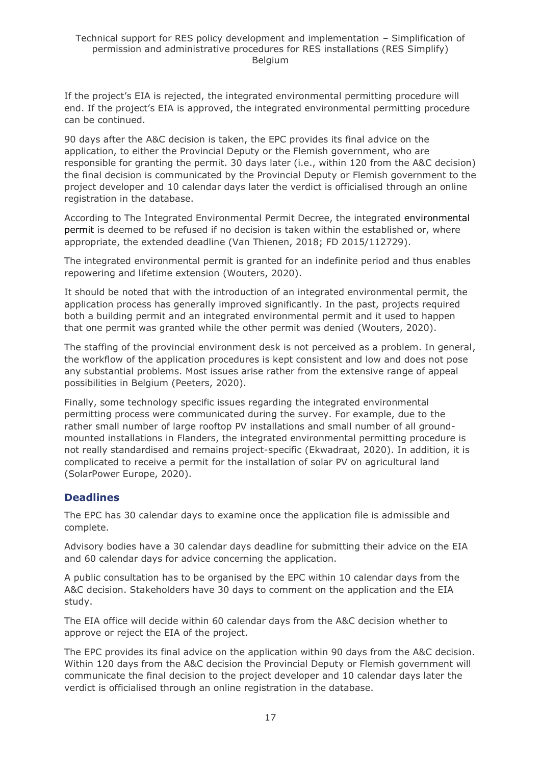If the project's EIA is rejected, the integrated environmental permitting procedure will end. If the project's EIA is approved, the integrated environmental permitting procedure can be continued.

90 days after the A&C decision is taken, the EPC provides its final advice on the application, to either the Provincial Deputy or the Flemish government, who are responsible for granting the permit. 30 days later (i.e., within 120 from the A&C decision) the final decision is communicated by the Provincial Deputy or Flemish government to the project developer and 10 calendar days later the verdict is officialised through an online registration in the database.

According to The Integrated Environmental Permit Decree, the integrated environmental permit is deemed to be refused if no decision is taken within the established or, where appropriate, the extended deadline (Van Thienen, 2018; FD 2015/112729).

The integrated environmental permit is granted for an indefinite period and thus enables repowering and lifetime extension (Wouters, 2020).

It should be noted that with the introduction of an integrated environmental permit, the application process has generally improved significantly. In the past, projects required both a building permit and an integrated environmental permit and it used to happen that one permit was granted while the other permit was denied (Wouters, 2020).

The staffing of the provincial environment desk is not perceived as a problem. In general, the workflow of the application procedures is kept consistent and low and does not pose any substantial problems. Most issues arise rather from the extensive range of appeal possibilities in Belgium (Peeters, 2020).

Finally, some technology specific issues regarding the integrated environmental permitting process were communicated during the survey. For example, due to the rather small number of large rooftop PV installations and small number of all ground-mounted installations in Flanders, the integrated environmental permitting procedure is not really standardised and remains project-specific (Ekwadraat, 2020). In addition, it is complicated to receive a permit for the installation of solar PV on agricultural land (SolarPower Europe, 2020).

## Deadlines

The EPC has 30 calendar days to examine once the application file is admissible and complete.

Advisory bodies have a 30 calendar days deadline for submitting their advice on the EIA and 60 calendar days for advice concerning the application.

A public consultation has to be organised by the EPC within 10 calendar days from the A&C decision. Stakeholders have 30 days to comment on the application and the EIA study.

The EIA office will decide within 60 calendar days from the A&C decision whether to approve or reject the EIA of the project.

The EPC provides its final advice on the application within 90 days from the A&C decision. Within 120 days from the A&C decision the Provincial Deputy or Flemish government will communicate the final decision to the project developer and 10 calendar days later the verdict is officialised through an online registration in the database.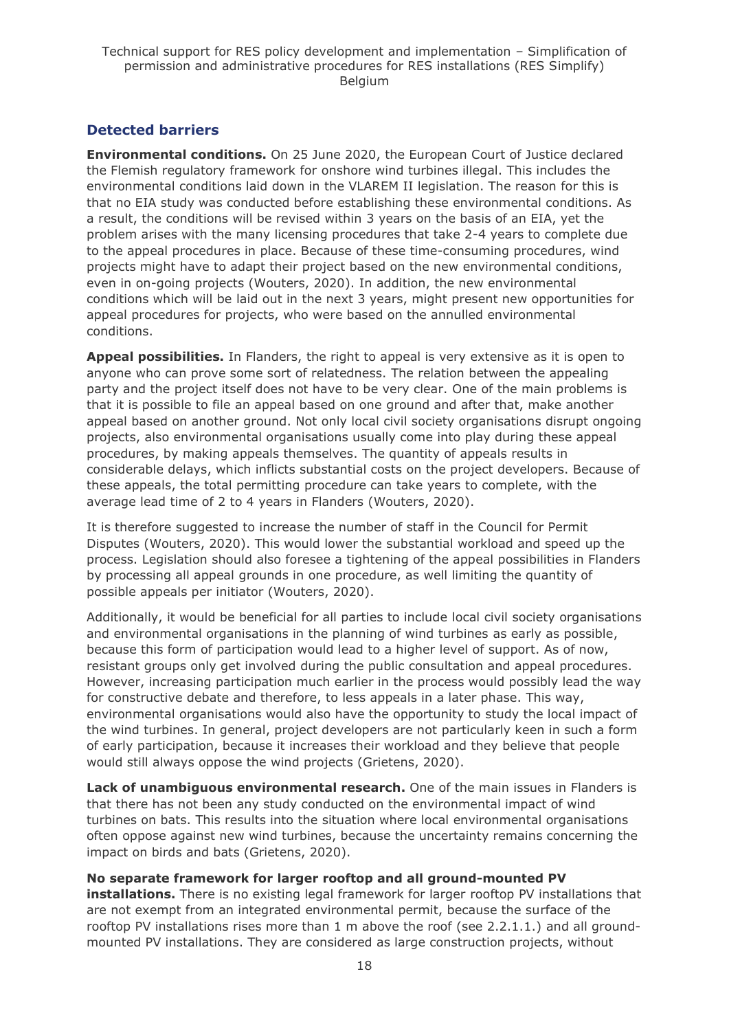### Detected barriers

**Environmental conditions.** On 25 June 2020, the European Court of Justice declared the Flemish regulatory framework for onshore wind turbines illegal. This includes the environmental conditions laid down in the VLAREM II legislation. The reason for this is that no EIA study was conducted before establishing these environmental conditions. As a result, the conditions will be revised within 3 years on the basis of an EIA, yet the problem arises with the many licensing procedures that take 2-4 years to complete due to the appeal procedures in place. Because of these time-consuming procedures, wind projects might have to adapt their project based on the new environmental conditions, even in on-going projects (Wouters, 2020). In addition, the new environmental conditions which will be laid out in the next 3 years, might present new opportunities for appeal procedures for projects, who were based on the annulled environmental conditions.

**Appeal possibilities.** In Flanders, the right to appeal is very extensive as it is open to anyone who can prove some sort of relatedness. The relation between the appealing party and the project itself does not have to be very clear. One of the main problems is that it is possible to file an appeal based on one ground and after that, make another appeal based on another ground. Not only local civil society organisations disrupt ongoing projects, also environmental organisations usually come into play during these appeal procedures, by making appeals themselves. The quantity of appeals results in considerable delays, which inflicts substantial costs on the project developers. Because of these appeals, the total permitting procedure can take years to complete, with the average lead time of 2 to 4 years in Flanders (Wouters, 2020).

It is therefore suggested to increase the number of staff in the Council for Permit Disputes (Wouters, 2020). This would lower the substantial workload and speed up the process. Legislation should also foresee a tightening of the appeal possibilities in Flanders by processing all appeal grounds in one procedure, as well limiting the quantity of possible appeals per initiator (Wouters, 2020).

Additionally, it would be beneficial for all parties to include local civil society organisations and environmental organisations in the planning of wind turbines as early as possible, because this form of participation would lead to a higher level of support. As of now, resistant groups only get involved during the public consultation and appeal procedures. However, increasing participation much earlier in the process would possibly lead the way for constructive debate and therefore, to less appeals in a later phase. This way, environmental organisations would also have the opportunity to study the local impact of the wind turbines. In general, project developers are not particularly keen in such a form of early participation, because it increases their workload and they believe that people would still always oppose the wind projects (Grietens, 2020).

**Lack of unambiguous environmental research.** One of the main issues in Flanders is that there has not been any study conducted on the environmental impact of wind turbines on bats. This results into the situation where local environmental organisations often oppose against new wind turbines, because the uncertainty remains concerning the impact on birds and bats (Grietens, 2020).

**No separate framework for larger rooftop and all ground-mounted PV installations.** There is no existing legal framework for larger rooftop PV installations that are not exempt from an integrated environmental permit, because the surface of the rooftop PV installations rises more than 1 m above the roof (see 2.2.1.1.) and all ground-mounted PV installations. They are considered as large construction projects, without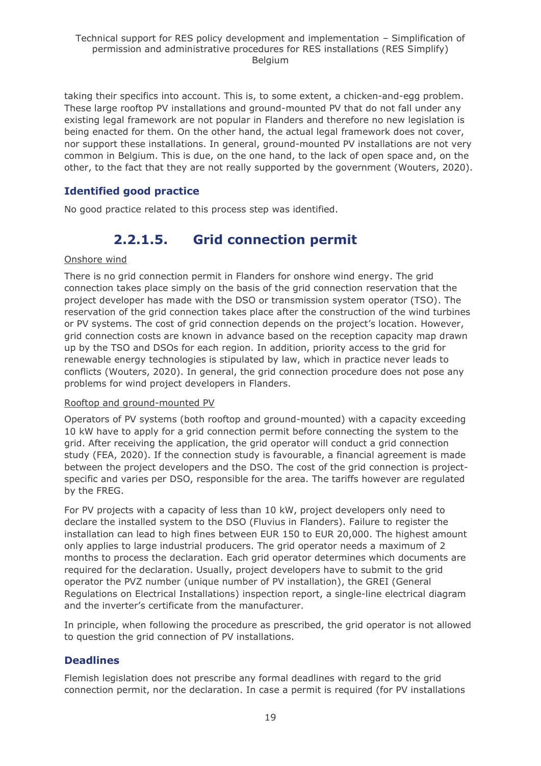taking their specifics into account. This is, to some extent, a chicken-and-egg problem. These large rooftop PV installations and ground-mounted PV that do not fall under any existing legal framework are not popular in Flanders and therefore no new legislation is being enacted for them. On the other hand, the actual legal framework does not cover, nor support these installations. In general, ground-mounted PV installations are not very common in Belgium. This is due, on the one hand, to the lack of open space and, on the other, to the fact that they are not really supported by the government (Wouters, 2020).

### Identified good practice

No good practice related to this process step was identified.

## 2.2.1.5. Grid connection permit

Onshore wind

There is no grid connection permit in Flanders for onshore wind energy. The grid connection takes place simply on the basis of the grid connection reservation that the project developer has made with the DSO or transmission system operator (TSO). The reservation of the grid connection takes place after the construction of the wind turbines or PV systems. The cost of grid connection depends on the project's location. However, grid connection costs are known in advance based on the reception capacity map drawn up by the TSO and DSOs for each region. In addition, priority access to the grid for renewable energy technologies is stipulated by law, which in practice never leads to conflicts (Wouters, 2020). In general, the grid connection procedure does not pose any problems for wind project developers in Flanders.

Rooftop and ground-mounted PV

Operators of PV systems (both rooftop and ground-mounted) with a capacity exceeding 10 kW have to apply for a grid connection permit before connecting the system to the grid. After receiving the application, the grid operator will conduct a grid connection study (FEA, 2020). If the connection study is favourable, a financial agreement is made between the project developers and the DSO. The cost of the grid connection is project-specific and varies per DSO, responsible for the area. The tariffs however are regulated by the FREG.

For PV projects with a capacity of less than 10 kW, project developers only need to declare the installed system to the DSO (Fluvius in Flanders). Failure to register the installation can lead to high fines between EUR 150 to EUR 20,000. The highest amount only applies to large industrial producers. The grid operator needs a maximum of 2 months to process the declaration. Each grid operator determines which documents are required for the declaration. Usually, project developers have to submit to the grid operator the PVZ number (unique number of PV installation), the GREI (General Regulations on Electrical Installations) inspection report, a single-line electrical diagram and the inverter's certificate from the manufacturer.

In principle, when following the procedure as prescribed, the grid operator is not allowed to question the grid connection of PV installations.

### Deadlines

Flemish legislation does not prescribe any formal deadlines with regard to the grid connection permit, nor the declaration. In case a permit is required (for PV installations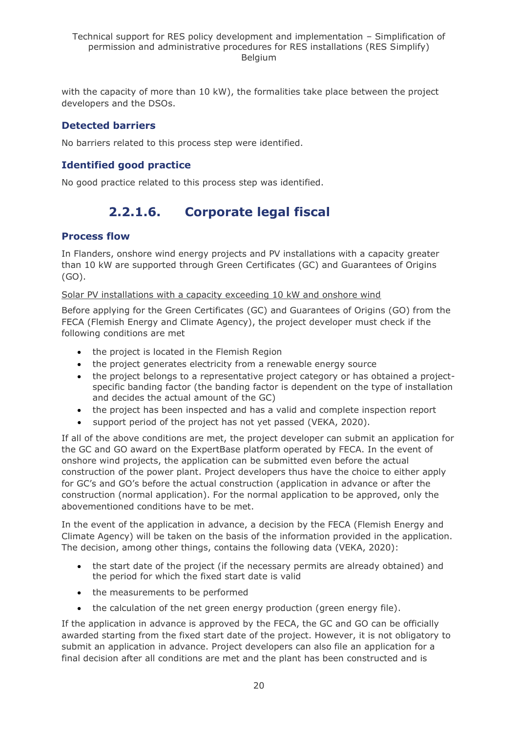with the capacity of more than 10 kW), the formalities take place between the project developers and the DSOs.

### Detected barriers

No barriers related to this process step were identified.

### Identified good practice

No good practice related to this process step was identified.

## 2.2.1.6. Corporate legal fiscal

### Process flow

In Flanders, onshore wind energy projects and PV installations with a capacity greater than 10 kW are supported through Green Certificates (GC) and Guarantees of Origins (GO).

<u>Solar PV installations with a capacity exceeding 10 kW and onshore wind</u>

Before applying for the Green Certificates (GC) and Guarantees of Origins (GO) from the FECA (Flemish Energy and Climate Agency), the project developer must check if the following conditions are met

- the project is located in the Flemish Region
- the project generates electricity from a renewable energy source
- the project belongs to a representative project category or has obtained a project-specific banding factor (the banding factor is dependent on the type of installation and decides the actual amount of the GC)
- the project has been inspected and has a valid and complete inspection report
- support period of the project has not yet passed (VEKA, 2020).

If all of the above conditions are met, the project developer can submit an application for the GC and GO award on the ExpertBase platform operated by FECA. In the event of onshore wind projects, the application can be submitted even before the actual construction of the power plant. Project developers thus have the choice to either apply for GC's and GO's before the actual construction (application in advance or after the construction (normal application). For the normal application to be approved, only the abovementioned conditions have to be met.

In the event of the application in advance, a decision by the FECA (Flemish Energy and Climate Agency) will be taken on the basis of the information provided in the application. The decision, among other things, contains the following data (VEKA, 2020):

- the start date of the project (if the necessary permits are already obtained) and the period for which the fixed start date is valid
- the measurements to be performed
- the calculation of the net green energy production (green energy file).

If the application in advance is approved by the FECA, the GC and GO can be officially awarded starting from the fixed start date of the project. However, it is not obligatory to submit an application in advance. Project developers can also file an application for a final decision after all conditions are met and the plant has been constructed and is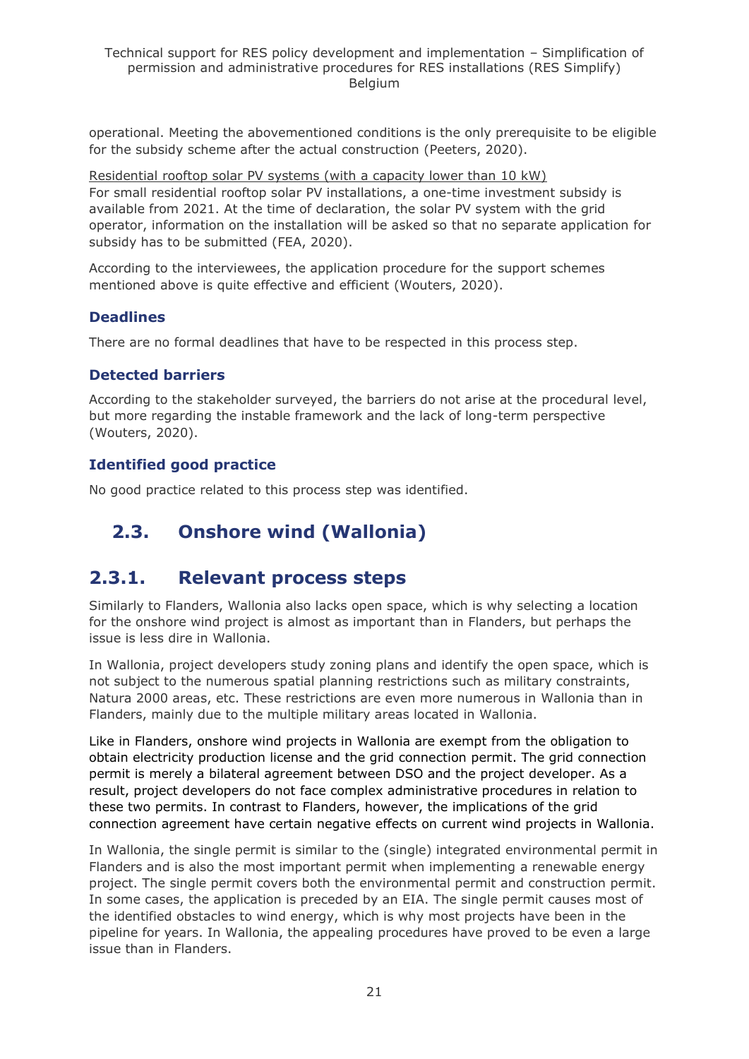operational. Meeting the abovementioned conditions is the only prerequisite to be eligible for the subsidy scheme after the actual construction (Peeters, 2020).

Residential rooftop solar PV systems (with a capacity lower than 10 kW)
For small residential rooftop solar PV installations, a one-time investment subsidy is available from 2021. At the time of declaration, the solar PV system with the grid operator, information on the installation will be asked so that no separate application for subsidy has to be submitted (FEA, 2020).

According to the interviewees, the application procedure for the support schemes mentioned above is quite effective and efficient (Wouters, 2020).

### Deadlines

There are no formal deadlines that have to be respected in this process step.

### Detected barriers

According to the stakeholder surveyed, the barriers do not arise at the procedural level, but more regarding the instable framework and the lack of long-term perspective (Wouters, 2020).

### Identified good practice

No good practice related to this process step was identified.

## 2.3. Onshore wind (Wallonia)

## 2.3.1. Relevant process steps

Similarly to Flanders, Wallonia also lacks open space, which is why selecting a location for the onshore wind project is almost as important than in Flanders, but perhaps the issue is less dire in Wallonia.

In Wallonia, project developers study zoning plans and identify the open space, which is not subject to the numerous spatial planning restrictions such as military constraints, Natura 2000 areas, etc. These restrictions are even more numerous in Wallonia than in Flanders, mainly due to the multiple military areas located in Wallonia.

Like in Flanders, onshore wind projects in Wallonia are exempt from the obligation to obtain electricity production license and the grid connection permit. The grid connection permit is merely a bilateral agreement between DSO and the project developer. As a result, project developers do not face complex administrative procedures in relation to these two permits. In contrast to Flanders, however, the implications of the grid connection agreement have certain negative effects on current wind projects in Wallonia.

In Wallonia, the single permit is similar to the (single) integrated environmental permit in Flanders and is also the most important permit when implementing a renewable energy project. The single permit covers both the environmental permit and construction permit. In some cases, the application is preceded by an EIA. The single permit causes most of the identified obstacles to wind energy, which is why most projects have been in the pipeline for years. In Wallonia, the appealing procedures have proved to be even a large issue than in Flanders.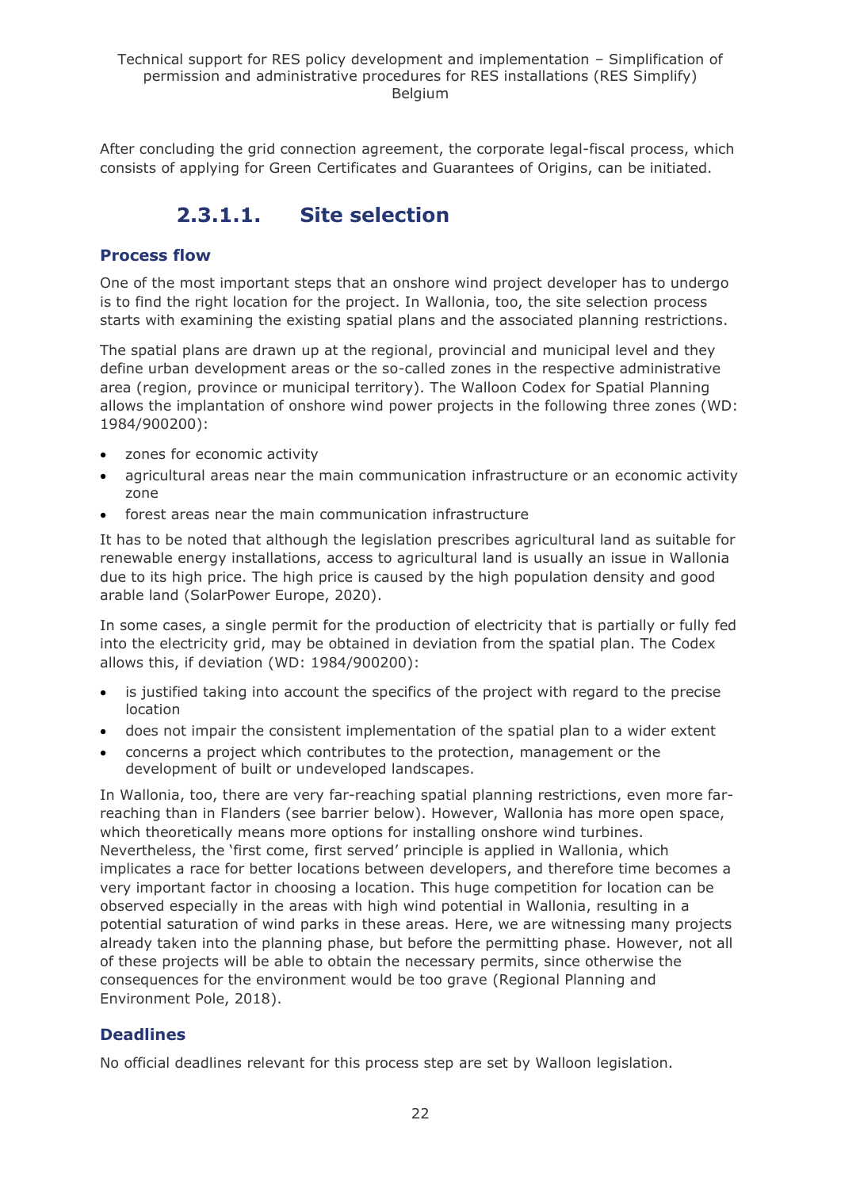After concluding the grid connection agreement, the corporate legal-fiscal process, which consists of applying for Green Certificates and Guarantees of Origins, can be initiated.

### 2.3.1.1. Site selection

#### Process flow

One of the most important steps that an onshore wind project developer has to undergo is to find the right location for the project. In Wallonia, too, the site selection process starts with examining the existing spatial plans and the associated planning restrictions.

The spatial plans are drawn up at the regional, provincial and municipal level and they define urban development areas or the so-called zones in the respective administrative area (region, province or municipal territory). The Walloon Codex for Spatial Planning allows the implantation of onshore wind power projects in the following three zones (WD: 1984/900200):

- zones for economic activity
- agricultural areas near the main communication infrastructure or an economic activity zone
- forest areas near the main communication infrastructure

It has to be noted that although the legislation prescribes agricultural land as suitable for renewable energy installations, access to agricultural land is usually an issue in Wallonia due to its high price. The high price is caused by the high population density and good arable land (SolarPower Europe, 2020).

In some cases, a single permit for the production of electricity that is partially or fully fed into the electricity grid, may be obtained in deviation from the spatial plan. The Codex allows this, if deviation (WD: 1984/900200):

- is justified taking into account the specifics of the project with regard to the precise location
- does not impair the consistent implementation of the spatial plan to a wider extent
- concerns a project which contributes to the protection, management or the development of built or undeveloped landscapes.

In Wallonia, too, there are very far-reaching spatial planning restrictions, even more far-reaching than in Flanders (see barrier below). However, Wallonia has more open space, which theoretically means more options for installing onshore wind turbines. Nevertheless, the 'first come, first served' principle is applied in Wallonia, which implicates a race for better locations between developers, and therefore time becomes a very important factor in choosing a location. This huge competition for location can be observed especially in the areas with high wind potential in Wallonia, resulting in a potential saturation of wind parks in these areas. Here, we are witnessing many projects already taken into the planning phase, but before the permitting phase. However, not all of these projects will be able to obtain the necessary permits, since otherwise the consequences for the environment would be too grave (Regional Planning and Environment Pole, 2018).

#### Deadlines

No official deadlines relevant for this process step are set by Walloon legislation.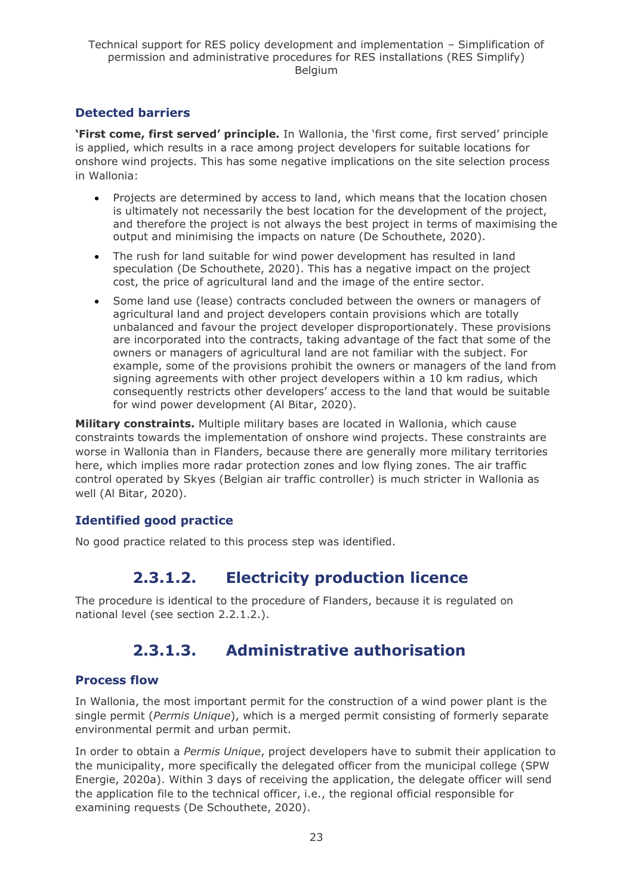### Detected barriers

**'First come, first served' principle.** In Wallonia, the 'first come, first served' principle is applied, which results in a race among project developers for suitable locations for onshore wind projects. This has some negative implications on the site selection process in Wallonia:

- Projects are determined by access to land, which means that the location chosen is ultimately not necessarily the best location for the development of the project, and therefore the project is not always the best project in terms of maximising the output and minimising the impacts on nature (De Schouthete, 2020).
- The rush for land suitable for wind power development has resulted in land speculation (De Schouthete, 2020). This has a negative impact on the project cost, the price of agricultural land and the image of the entire sector.
- Some land use (lease) contracts concluded between the owners or managers of agricultural land and project developers contain provisions which are totally unbalanced and favour the project developer disproportionately. These provisions are incorporated into the contracts, taking advantage of the fact that some of the owners or managers of agricultural land are not familiar with the subject. For example, some of the provisions prohibit the owners or managers of the land from signing agreements with other project developers within a 10 km radius, which consequently restricts other developers' access to the land that would be suitable for wind power development (Al Bitar, 2020).

**Military constraints.** Multiple military bases are located in Wallonia, which cause constraints towards the implementation of onshore wind projects. These constraints are worse in Wallonia than in Flanders, because there are generally more military territories here, which implies more radar protection zones and low flying zones. The air traffic control operated by Skyes (Belgian air traffic controller) is much stricter in Wallonia as well (Al Bitar, 2020).

### Identified good practice

No good practice related to this process step was identified.

## 2.3.1.2. Electricity production licence

The procedure is identical to the procedure of Flanders, because it is regulated on national level (see section 2.2.1.2.).

## 2.3.1.3. Administrative authorisation

### Process flow

In Wallonia, the most important permit for the construction of a wind power plant is the single permit (*Permis Unique*), which is a merged permit consisting of formerly separate environmental permit and urban permit.

In order to obtain a *Permis Unique*, project developers have to submit their application to the municipality, more specifically the delegated officer from the municipal college (SPW Energie, 2020a). Within 3 days of receiving the application, the delegate officer will send the application file to the technical officer, i.e., the regional official responsible for examining requests (De Schouthete, 2020).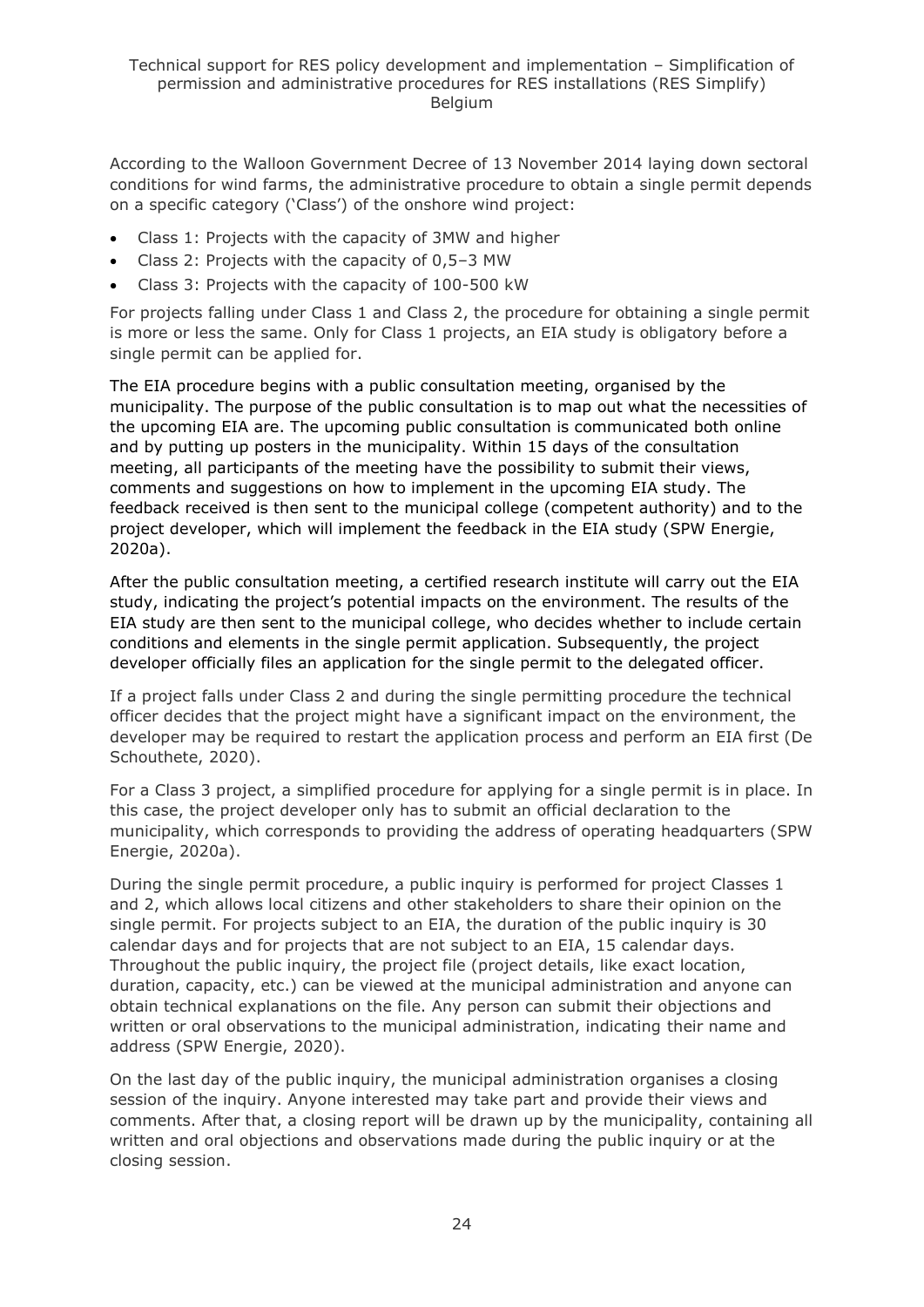According to the Walloon Government Decree of 13 November 2014 laying down sectoral conditions for wind farms, the administrative procedure to obtain a single permit depends on a specific category ('Class') of the onshore wind project:

- Class 1: Projects with the capacity of 3MW and higher
- Class 2: Projects with the capacity of 0,5–3 MW
- Class 3: Projects with the capacity of 100-500 kW

For projects falling under Class 1 and Class 2, the procedure for obtaining a single permit is more or less the same. Only for Class 1 projects, an EIA study is obligatory before a single permit can be applied for.

The EIA procedure begins with a public consultation meeting, organised by the municipality. The purpose of the public consultation is to map out what the necessities of the upcoming EIA are. The upcoming public consultation is communicated both online and by putting up posters in the municipality. Within 15 days of the consultation meeting, all participants of the meeting have the possibility to submit their views, comments and suggestions on how to implement in the upcoming EIA study. The feedback received is then sent to the municipal college (competent authority) and to the project developer, which will implement the feedback in the EIA study (SPW Energie, 2020a).

After the public consultation meeting, a certified research institute will carry out the EIA study, indicating the project's potential impacts on the environment. The results of the EIA study are then sent to the municipal college, who decides whether to include certain conditions and elements in the single permit application. Subsequently, the project developer officially files an application for the single permit to the delegated officer.

If a project falls under Class 2 and during the single permitting procedure the technical officer decides that the project might have a significant impact on the environment, the developer may be required to restart the application process and perform an EIA first (De Schouthete, 2020).

For a Class 3 project, a simplified procedure for applying for a single permit is in place. In this case, the project developer only has to submit an official declaration to the municipality, which corresponds to providing the address of operating headquarters (SPW Energie, 2020a).

During the single permit procedure, a public inquiry is performed for project Classes 1 and 2, which allows local citizens and other stakeholders to share their opinion on the single permit. For projects subject to an EIA, the duration of the public inquiry is 30 calendar days and for projects that are not subject to an EIA, 15 calendar days. Throughout the public inquiry, the project file (project details, like exact location, duration, capacity, etc.) can be viewed at the municipal administration and anyone can obtain technical explanations on the file. Any person can submit their objections and written or oral observations to the municipal administration, indicating their name and address (SPW Energie, 2020).

On the last day of the public inquiry, the municipal administration organises a closing session of the inquiry. Anyone interested may take part and provide their views and comments. After that, a closing report will be drawn up by the municipality, containing all written and oral objections and observations made during the public inquiry or at the closing session.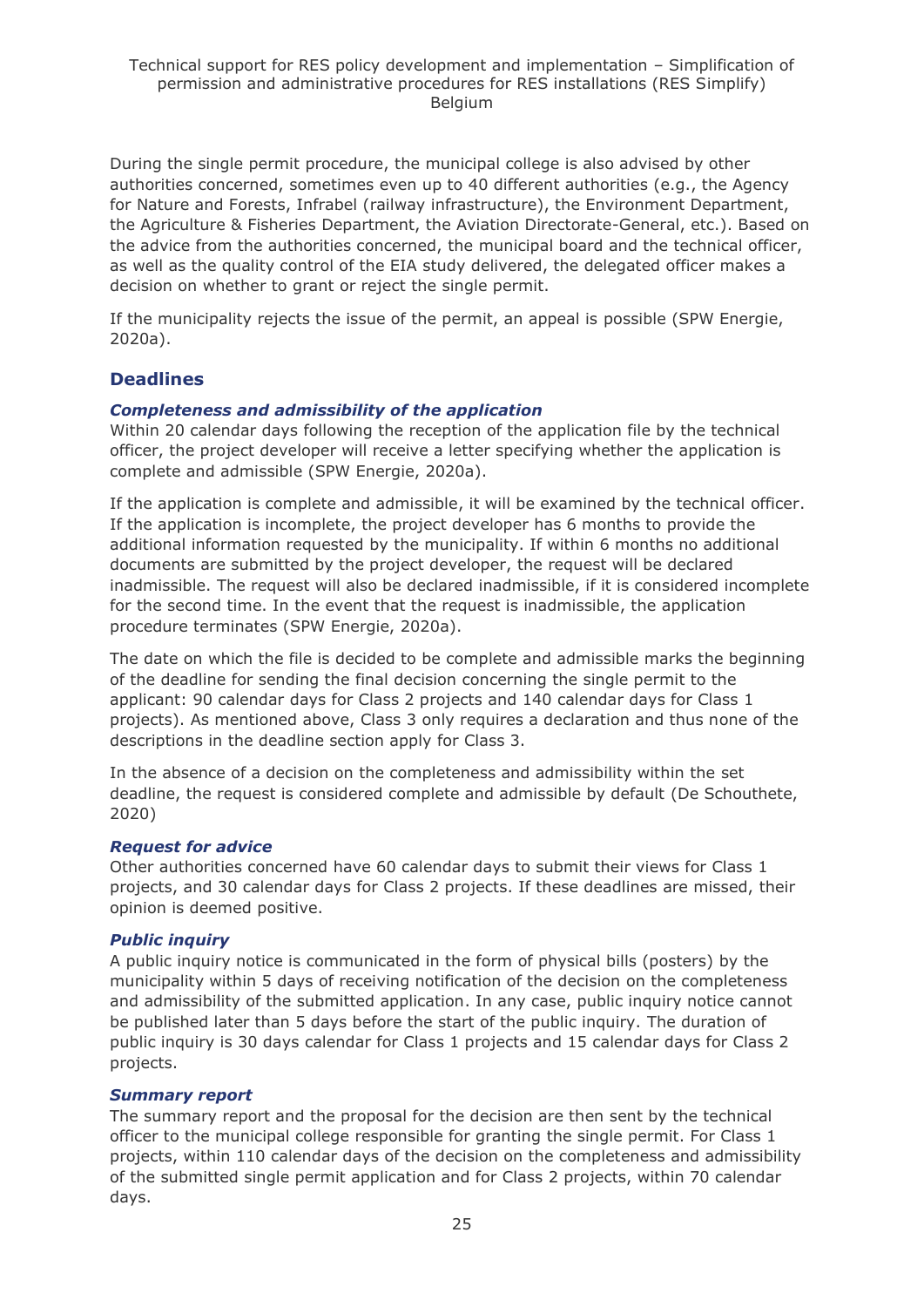During the single permit procedure, the municipal college is also advised by other authorities concerned, sometimes even up to 40 different authorities (e.g., the Agency for Nature and Forests, Infrabel (railway infrastructure), the Environment Department, the Agriculture & Fisheries Department, the Aviation Directorate-General, etc.). Based on the advice from the authorities concerned, the municipal board and the technical officer, as well as the quality control of the EIA study delivered, the delegated officer makes a decision on whether to grant or reject the single permit.

If the municipality rejects the issue of the permit, an appeal is possible (SPW Energie, 2020a).

## Deadlines

### *Completeness and admissibility of the application*

Within 20 calendar days following the reception of the application file by the technical officer, the project developer will receive a letter specifying whether the application is complete and admissible (SPW Energie, 2020a).

If the application is complete and admissible, it will be examined by the technical officer. If the application is incomplete, the project developer has 6 months to provide the additional information requested by the municipality. If within 6 months no additional documents are submitted by the project developer, the request will be declared inadmissible. The request will also be declared inadmissible, if it is considered incomplete for the second time. In the event that the request is inadmissible, the application procedure terminates (SPW Energie, 2020a).

The date on which the file is decided to be complete and admissible marks the beginning of the deadline for sending the final decision concerning the single permit to the applicant: 90 calendar days for Class 2 projects and 140 calendar days for Class 1 projects). As mentioned above, Class 3 only requires a declaration and thus none of the descriptions in the deadline section apply for Class 3.

In the absence of a decision on the completeness and admissibility within the set deadline, the request is considered complete and admissible by default (De Schouthete, 2020)

### *Request for advice*

Other authorities concerned have 60 calendar days to submit their views for Class 1 projects, and 30 calendar days for Class 2 projects. If these deadlines are missed, their opinion is deemed positive.

### *Public inquiry*

A public inquiry notice is communicated in the form of physical bills (posters) by the municipality within 5 days of receiving notification of the decision on the completeness and admissibility of the submitted application. In any case, public inquiry notice cannot be published later than 5 days before the start of the public inquiry. The duration of public inquiry is 30 days calendar for Class 1 projects and 15 calendar days for Class 2 projects.

### *Summary report*

The summary report and the proposal for the decision are then sent by the technical officer to the municipal college responsible for granting the single permit. For Class 1 projects, within 110 calendar days of the decision on the completeness and admissibility of the submitted single permit application and for Class 2 projects, within 70 calendar days.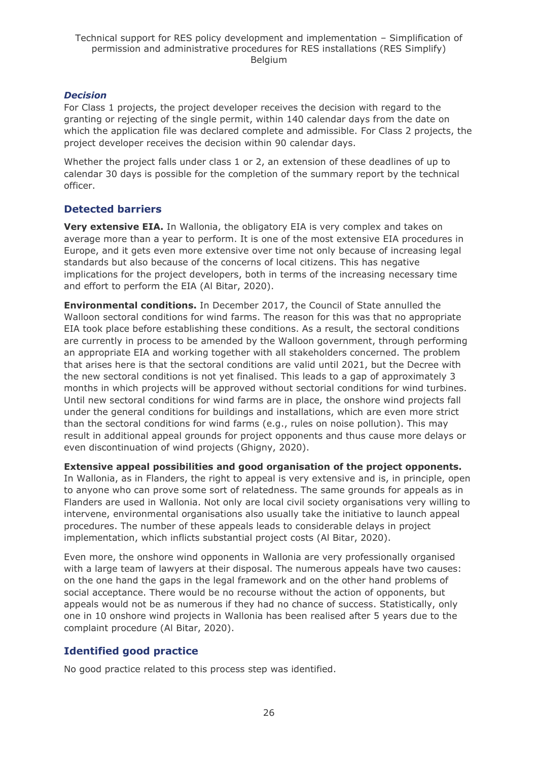#### *Decision*

For Class 1 projects, the project developer receives the decision with regard to the granting or rejecting of the single permit, within 140 calendar days from the date on which the application file was declared complete and admissible. For Class 2 projects, the project developer receives the decision within 90 calendar days.

Whether the project falls under class 1 or 2, an extension of these deadlines of up to calendar 30 days is possible for the completion of the summary report by the technical officer.

### Detected barriers

**Very extensive EIA.** In Wallonia, the obligatory EIA is very complex and takes on average more than a year to perform. It is one of the most extensive EIA procedures in Europe, and it gets even more extensive over time not only because of increasing legal standards but also because of the concerns of local citizens. This has negative implications for the project developers, both in terms of the increasing necessary time and effort to perform the EIA (Al Bitar, 2020).

**Environmental conditions.** In December 2017, the Council of State annulled the Walloon sectoral conditions for wind farms. The reason for this was that no appropriate EIA took place before establishing these conditions. As a result, the sectoral conditions are currently in process to be amended by the Walloon government, through performing an appropriate EIA and working together with all stakeholders concerned. The problem that arises here is that the sectoral conditions are valid until 2021, but the Decree with the new sectoral conditions is not yet finalised. This leads to a gap of approximately 3 months in which projects will be approved without sectorial conditions for wind turbines. Until new sectoral conditions for wind farms are in place, the onshore wind projects fall under the general conditions for buildings and installations, which are even more strict than the sectoral conditions for wind farms (e.g., rules on noise pollution). This may result in additional appeal grounds for project opponents and thus cause more delays or even discontinuation of wind projects (Ghigny, 2020).

**Extensive appeal possibilities and good organisation of the project opponents.** In Wallonia, as in Flanders, the right to appeal is very extensive and is, in principle, open to anyone who can prove some sort of relatedness. The same grounds for appeals as in Flanders are used in Wallonia. Not only are local civil society organisations very willing to intervene, environmental organisations also usually take the initiative to launch appeal procedures. The number of these appeals leads to considerable delays in project implementation, which inflicts substantial project costs (Al Bitar, 2020).

Even more, the onshore wind opponents in Wallonia are very professionally organised with a large team of lawyers at their disposal. The numerous appeals have two causes: on the one hand the gaps in the legal framework and on the other hand problems of social acceptance. There would be no recourse without the action of opponents, but appeals would not be as numerous if they had no chance of success. Statistically, only one in 10 onshore wind projects in Wallonia has been realised after 5 years due to the complaint procedure (Al Bitar, 2020).

### Identified good practice

No good practice related to this process step was identified.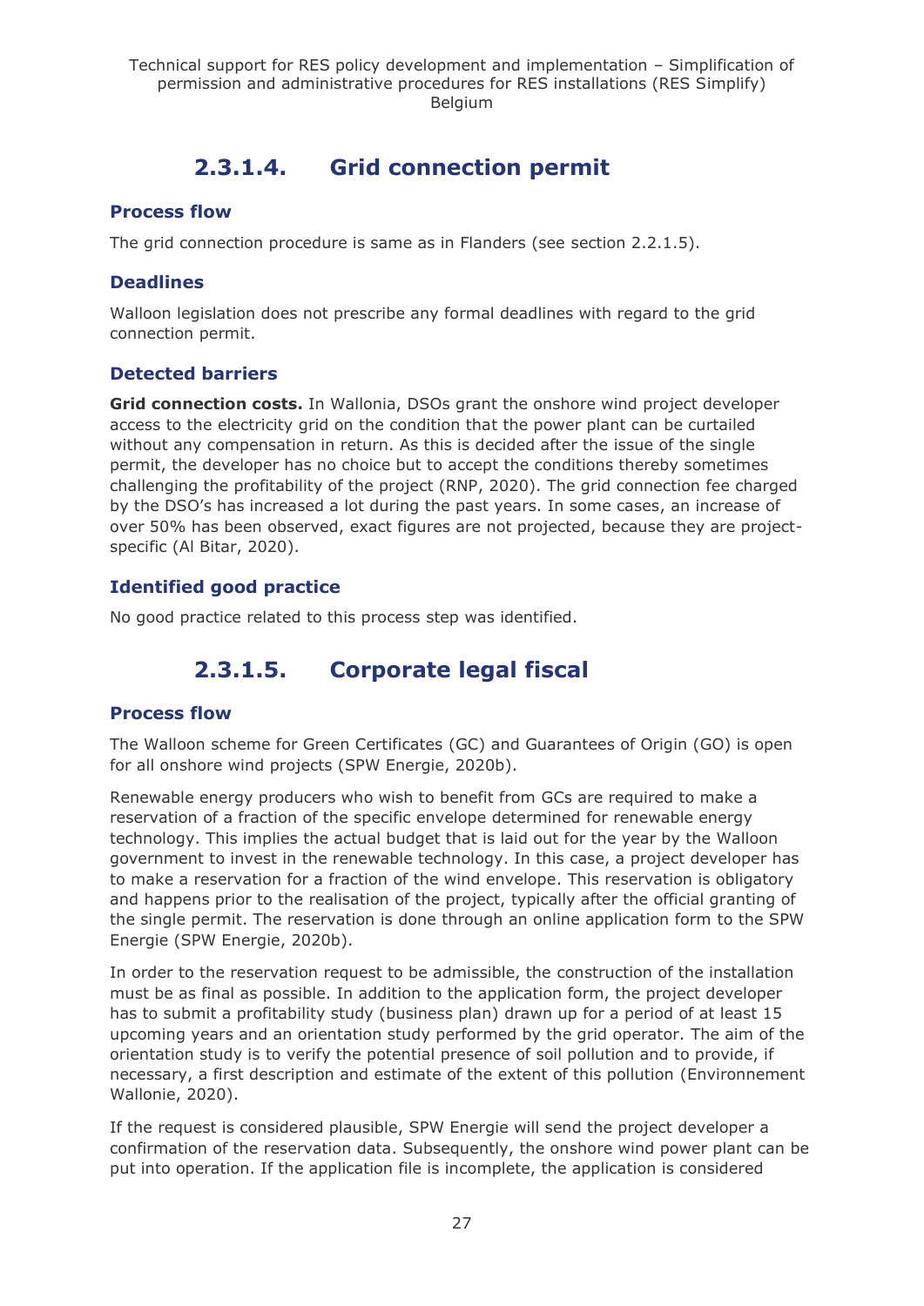#### 2.3.1.4. Grid connection permit

**Process flow**

The grid connection procedure is same as in Flanders (see section 2.2.1.5).

**Deadlines**

Walloon legislation does not prescribe any formal deadlines with regard to the grid connection permit.

**Detected barriers**

**Grid connection costs.** In Wallonia, DSOs grant the onshore wind project developer access to the electricity grid on the condition that the power plant can be curtailed without any compensation in return. As this is decided after the issue of the single permit, the developer has no choice but to accept the conditions thereby sometimes challenging the profitability of the project (RNP, 2020). The grid connection fee charged by the DSO's has increased a lot during the past years. In some cases, an increase of over 50% has been observed, exact figures are not projected, because they are project-specific (Al Bitar, 2020).

**Identified good practice**

No good practice related to this process step was identified.

#### 2.3.1.5. Corporate legal fiscal

**Process flow**

The Walloon scheme for Green Certificates (GC) and Guarantees of Origin (GO) is open for all onshore wind projects (SPW Energie, 2020b).

Renewable energy producers who wish to benefit from GCs are required to make a reservation of a fraction of the specific envelope determined for renewable energy technology. This implies the actual budget that is laid out for the year by the Walloon government to invest in the renewable technology. In this case, a project developer has to make a reservation for a fraction of the wind envelope. This reservation is obligatory and happens prior to the realisation of the project, typically after the official granting of the single permit. The reservation is done through an online application form to the SPW Energie (SPW Energie, 2020b).

In order to the reservation request to be admissible, the construction of the installation must be as final as possible. In addition to the application form, the project developer has to submit a profitability study (business plan) drawn up for a period of at least 15 upcoming years and an orientation study performed by the grid operator. The aim of the orientation study is to verify the potential presence of soil pollution and to provide, if necessary, a first description and estimate of the extent of this pollution (Environnement Wallonie, 2020).

If the request is considered plausible, SPW Energie will send the project developer a confirmation of the reservation data. Subsequently, the onshore wind power plant can be put into operation. If the application file is incomplete, the application is considered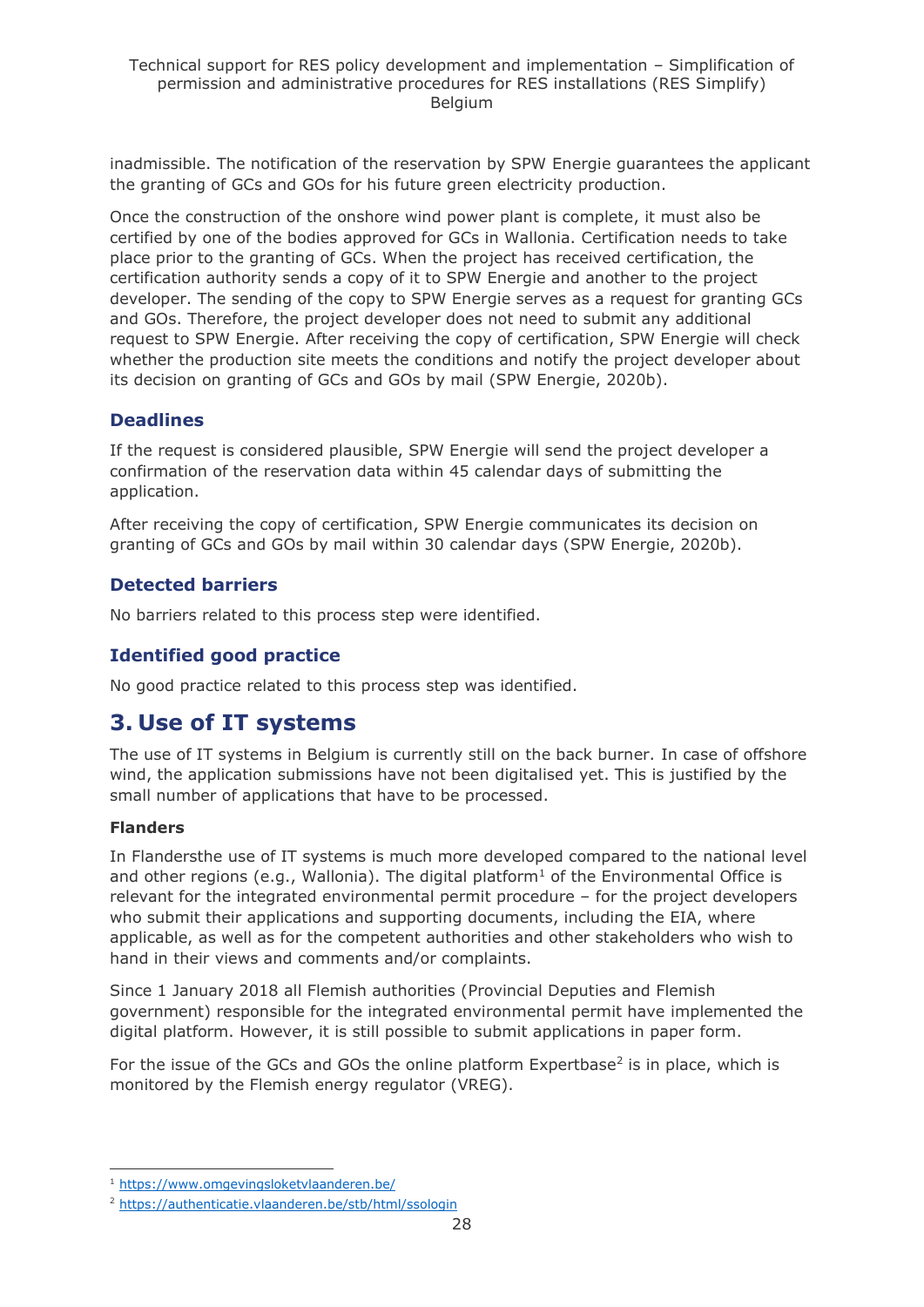inadmissible. The notification of the reservation by SPW Energie guarantees the applicant the granting of GCs and GOs for his future green electricity production.

Once the construction of the onshore wind power plant is complete, it must also be certified by one of the bodies approved for GCs in Wallonia. Certification needs to take place prior to the granting of GCs. When the project has received certification, the certification authority sends a copy of it to SPW Energie and another to the project developer. The sending of the copy to SPW Energie serves as a request for granting GCs and GOs. Therefore, the project developer does not need to submit any additional request to SPW Energie. After receiving the copy of certification, SPW Energie will check whether the production site meets the conditions and notify the project developer about its decision on granting of GCs and GOs by mail (SPW Energie, 2020b).

### Deadlines

If the request is considered plausible, SPW Energie will send the project developer a confirmation of the reservation data within 45 calendar days of submitting the application.

After receiving the copy of certification, SPW Energie communicates its decision on granting of GCs and GOs by mail within 30 calendar days (SPW Energie, 2020b).

### Detected barriers

No barriers related to this process step were identified.

### Identified good practice

No good practice related to this process step was identified.

## 3. Use of IT systems

The use of IT systems in Belgium is currently still on the back burner. In case of offshore wind, the application submissions have not been digitalised yet. This is justified by the small number of applications that have to be processed.

**Flanders**

In Flandersthe use of IT systems is much more developed compared to the national level and other regions (e.g., Wallonia). The digital platform[1] of the Environmental Office is relevant for the integrated environmental permit procedure – for the project developers who submit their applications and supporting documents, including the EIA, where applicable, as well as for the competent authorities and other stakeholders who wish to hand in their views and comments and/or complaints.

Since 1 January 2018 all Flemish authorities (Provincial Deputies and Flemish government) responsible for the integrated environmental permit have implemented the digital platform. However, it is still possible to submit applications in paper form.

For the issue of the GCs and GOs the online platform Expertbase[2] is in place, which is monitored by the Flemish energy regulator (VREG).

[1] https://www.omgevingsloketvlaanderen.be/

[2] https://authenticatie.vlaanderen.be/stb/html/ssologin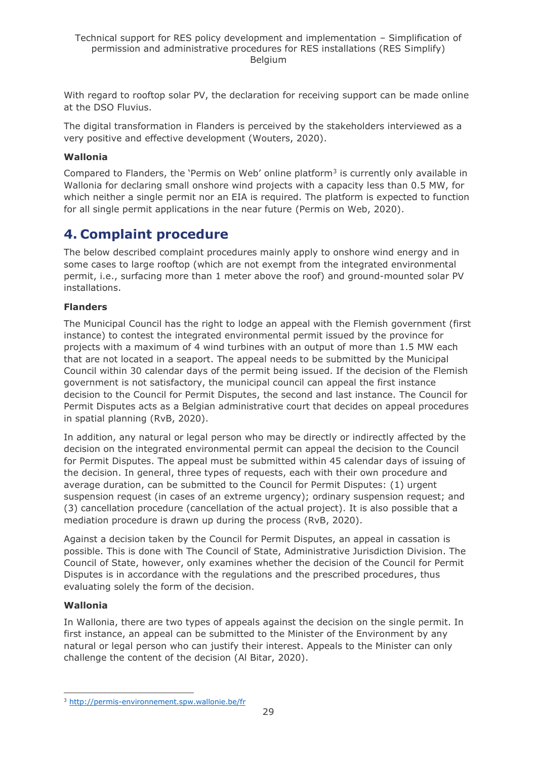With regard to rooftop solar PV, the declaration for receiving support can be made online at the DSO Fluvius.

The digital transformation in Flanders is perceived by the stakeholders interviewed as a very positive and effective development (Wouters, 2020).

**Wallonia**

Compared to Flanders, the 'Permis on Web' online platform[3] is currently only available in Wallonia for declaring small onshore wind projects with a capacity less than 0.5 MW, for which neither a single permit nor an EIA is required. The platform is expected to function for all single permit applications in the near future (Permis on Web, 2020).

# 4. Complaint procedure

The below described complaint procedures mainly apply to onshore wind energy and in some cases to large rooftop (which are not exempt from the integrated environmental permit, i.e., surfacing more than 1 meter above the roof) and ground-mounted solar PV installations.

**Flanders**

The Municipal Council has the right to lodge an appeal with the Flemish government (first instance) to contest the integrated environmental permit issued by the province for projects with a maximum of 4 wind turbines with an output of more than 1.5 MW each that are not located in a seaport. The appeal needs to be submitted by the Municipal Council within 30 calendar days of the permit being issued. If the decision of the Flemish government is not satisfactory, the municipal council can appeal the first instance decision to the Council for Permit Disputes, the second and last instance. The Council for Permit Disputes acts as a Belgian administrative court that decides on appeal procedures in spatial planning (RvB, 2020).

In addition, any natural or legal person who may be directly or indirectly affected by the decision on the integrated environmental permit can appeal the decision to the Council for Permit Disputes. The appeal must be submitted within 45 calendar days of issuing of the decision. In general, three types of requests, each with their own procedure and average duration, can be submitted to the Council for Permit Disputes: (1) urgent suspension request (in cases of an extreme urgency); ordinary suspension request; and (3) cancellation procedure (cancellation of the actual project). It is also possible that a mediation procedure is drawn up during the process (RvB, 2020).

Against a decision taken by the Council for Permit Disputes, an appeal in cassation is possible. This is done with The Council of State, Administrative Jurisdiction Division. The Council of State, however, only examines whether the decision of the Council for Permit Disputes is in accordance with the regulations and the prescribed procedures, thus evaluating solely the form of the decision.

**Wallonia**

In Wallonia, there are two types of appeals against the decision on the single permit. In first instance, an appeal can be submitted to the Minister of the Environment by any natural or legal person who can justify their interest. Appeals to the Minister can only challenge the content of the decision (Al Bitar, 2020).

[3] http://permis-environnement.spw.wallonie.be/fr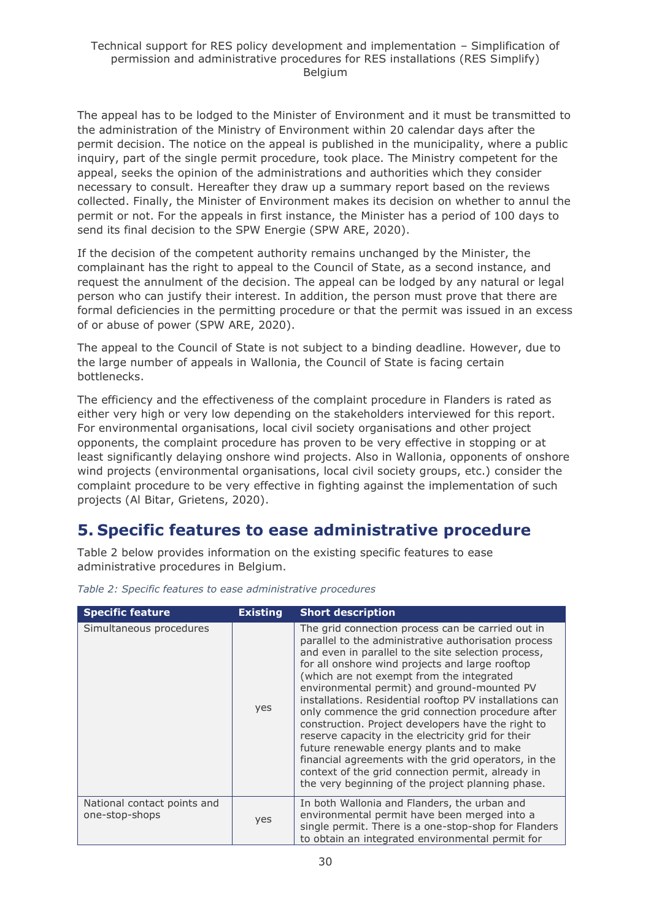The appeal has to be lodged to the Minister of Environment and it must be transmitted to the administration of the Ministry of Environment within 20 calendar days after the permit decision. The notice on the appeal is published in the municipality, where a public inquiry, part of the single permit procedure, took place. The Ministry competent for the appeal, seeks the opinion of the administrations and authorities which they consider necessary to consult. Hereafter they draw up a summary report based on the reviews collected. Finally, the Minister of Environment makes its decision on whether to annul the permit or not. For the appeals in first instance, the Minister has a period of 100 days to send its final decision to the SPW Energie (SPW ARE, 2020).

If the decision of the competent authority remains unchanged by the Minister, the complainant has the right to appeal to the Council of State, as a second instance, and request the annulment of the decision. The appeal can be lodged by any natural or legal person who can justify their interest. In addition, the person must prove that there are formal deficiencies in the permitting procedure or that the permit was issued in an excess of or abuse of power (SPW ARE, 2020).

The appeal to the Council of State is not subject to a binding deadline. However, due to the large number of appeals in Wallonia, the Council of State is facing certain bottlenecks.

The efficiency and the effectiveness of the complaint procedure in Flanders is rated as either very high or very low depending on the stakeholders interviewed for this report. For environmental organisations, local civil society organisations and other project opponents, the complaint procedure has proven to be very effective in stopping or at least significantly delaying onshore wind projects. Also in Wallonia, opponents of onshore wind projects (environmental organisations, local civil society groups, etc.) consider the complaint procedure to be very effective in fighting against the implementation of such projects (Al Bitar, Grietens, 2020).

# 5. Specific features to ease administrative procedure

Table 2 below provides information on the existing specific features to ease administrative procedures in Belgium.

*Table 2: Specific features to ease administrative procedures*

| Specific feature | Existing | Short description |
|---|---|---|
| Simultaneous procedures | yes | The grid connection process can be carried out in parallel to the administrative authorisation process and even in parallel to the site selection process, for all onshore wind projects and large rooftop (which are not exempt from the integrated environmental permit) and ground-mounted PV installations. Residential rooftop PV installations can only commence the grid connection procedure after construction. Project developers have the right to reserve capacity in the electricity grid for their future renewable energy plants and to make financial agreements with the grid operators, in the context of the grid connection permit, already in the very beginning of the project planning phase. |
| National contact points and one-stop-shops | yes | In both Wallonia and Flanders, the urban and environmental permit have been merged into a single permit. There is a one-stop-shop for Flanders to obtain an integrated environmental permit for |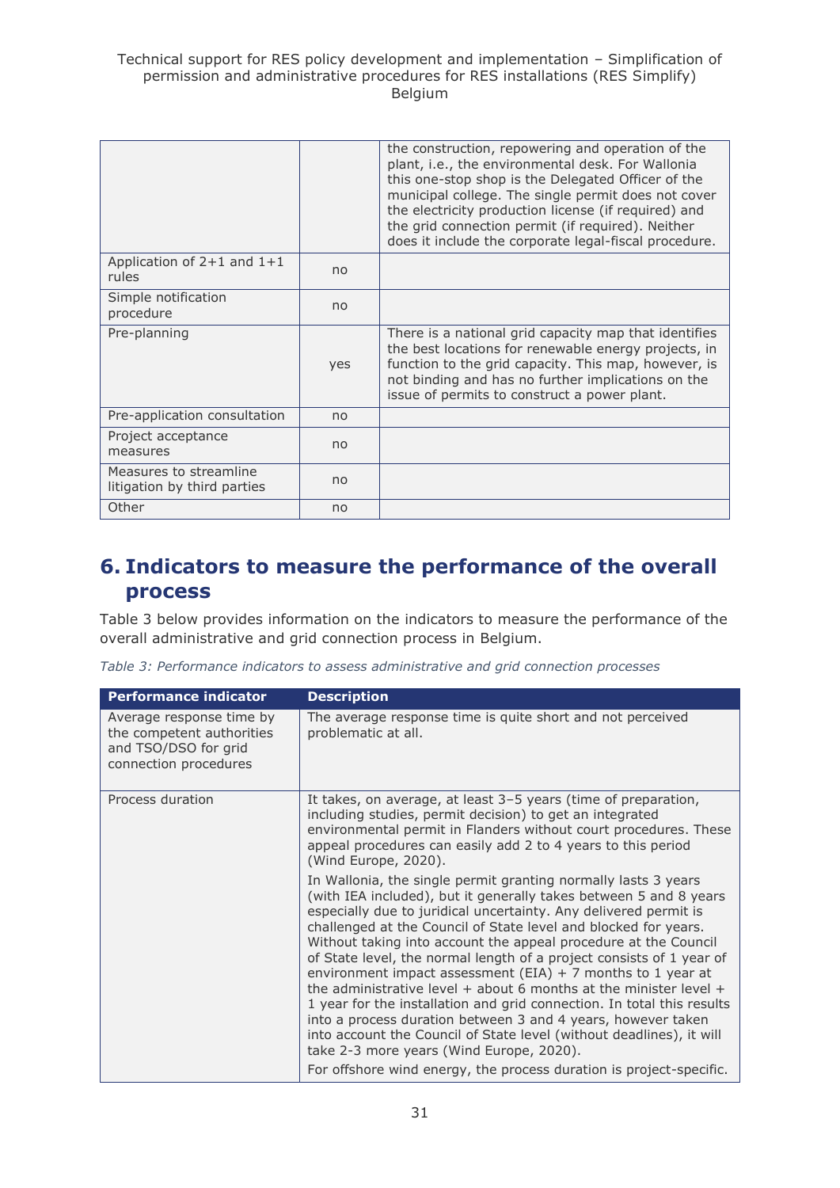| | | |
|---|---|---|
| | | the construction, repowering and operation of the plant, i.e., the environmental desk. For Wallonia this one-stop shop is the Delegated Officer of the municipal college. The single permit does not cover the electricity production license (if required) and the grid connection permit (if required). Neither does it include the corporate legal-fiscal procedure. |
| Application of 2+1 and 1+1 rules | no | |
| Simple notification procedure | no | |
| Pre-planning | yes | There is a national grid capacity map that identifies the best locations for renewable energy projects, in function to the grid capacity. This map, however, is not binding and has no further implications on the issue of permits to construct a power plant. |
| Pre-application consultation | no | |
| Project acceptance measures | no | |
| Measures to streamline litigation by third parties | no | |
| Other | no | |

# 6. Indicators to measure the performance of the overall process

Table 3 below provides information on the indicators to measure the performance of the overall administrative and grid connection process in Belgium.

*Table 3: Performance indicators to assess administrative and grid connection processes*

| Performance indicator | Description |
|---|---|
| Average response time by the competent authorities and TSO/DSO for grid connection procedures | The average response time is quite short and not perceived problematic at all. |
| Process duration | It takes, on average, at least 3–5 years (time of preparation, including studies, permit decision) to get an integrated environmental permit in Flanders without court procedures. These appeal procedures can easily add 2 to 4 years to this period (Wind Europe, 2020).<br>In Wallonia, the single permit granting normally lasts 3 years (with IEA included), but it generally takes between 5 and 8 years especially due to juridical uncertainty. Any delivered permit is challenged at the Council of State level and blocked for years. Without taking into account the appeal procedure at the Council of State level, the normal length of a project consists of 1 year of environment impact assessment (EIA) + 7 months to 1 year at the administrative level + about 6 months at the minister level + 1 year for the installation and grid connection. In total this results into a process duration between 3 and 4 years, however taken into account the Council of State level (without deadlines), it will take 2-3 more years (Wind Europe, 2020).<br>For offshore wind energy, the process duration is project-specific. |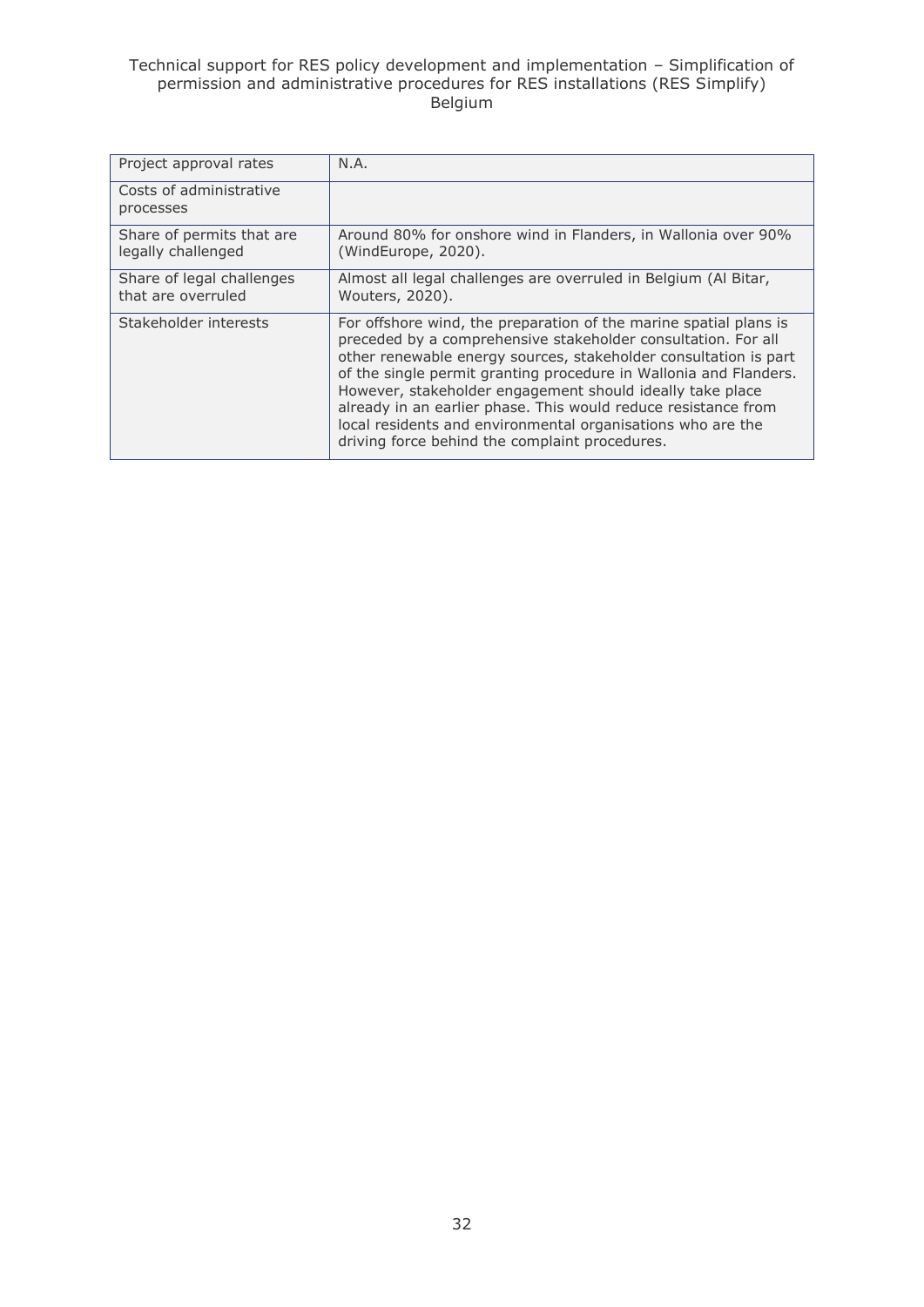| | |
|---|---|
| Project approval rates | N.A. |
| Costs of administrative processes | |
| Share of permits that are legally challenged | Around 80% for onshore wind in Flanders, in Wallonia over 90% (WindEurope, 2020). |
| Share of legal challenges that are overruled | Almost all legal challenges are overruled in Belgium (Al Bitar, Wouters, 2020). |
| Stakeholder interests | For offshore wind, the preparation of the marine spatial plans is preceded by a comprehensive stakeholder consultation. For all other renewable energy sources, stakeholder consultation is part of the single permit granting procedure in Wallonia and Flanders. However, stakeholder engagement should ideally take place already in an earlier phase. This would reduce resistance from local residents and environmental organisations who are the driving force behind the complaint procedures. |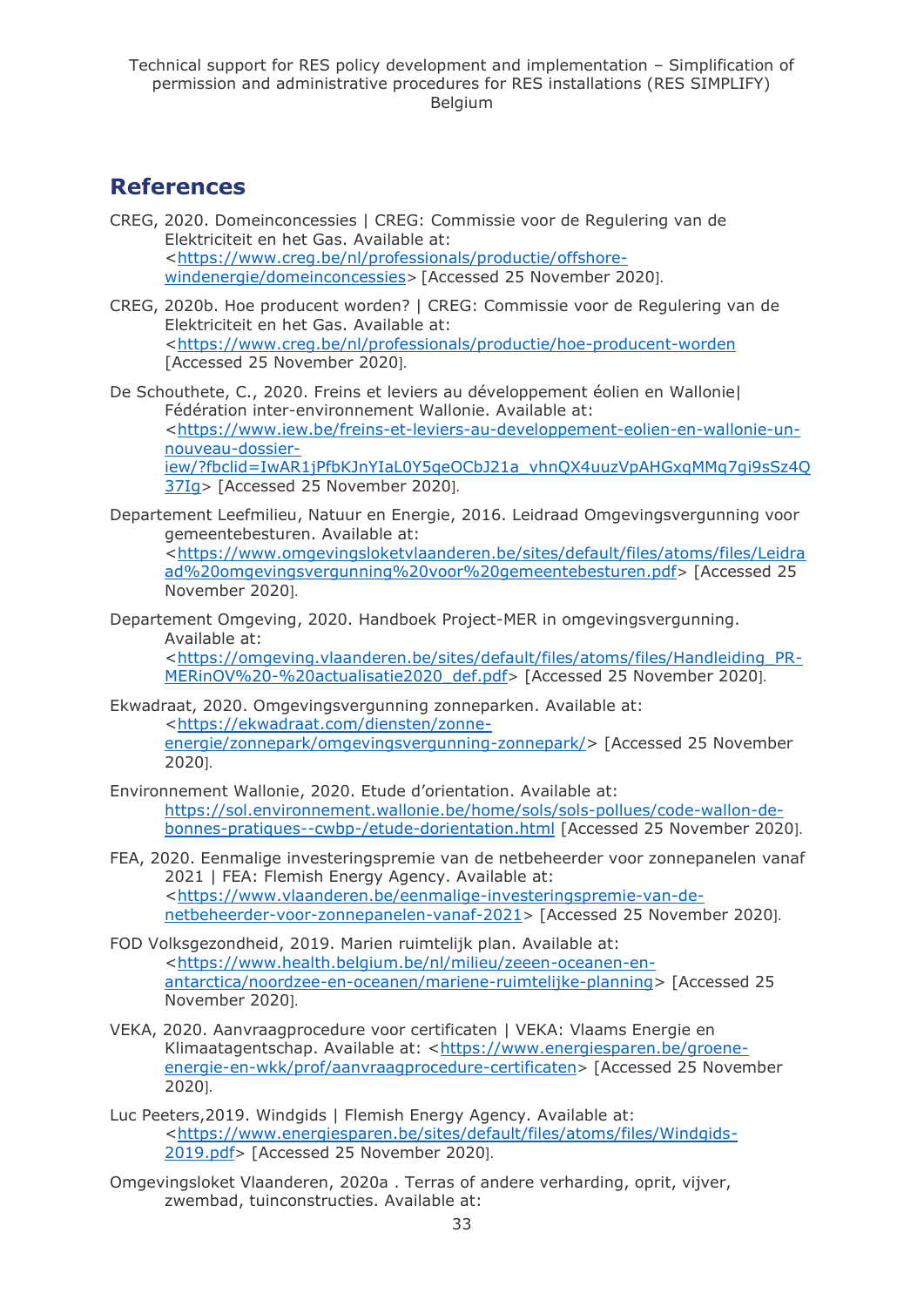# References

CREG, 2020. Domeinconcessies | CREG: Commissie voor de Regulering van de Elektriciteit en het Gas. Available at: <https://www.creg.be/nl/professionals/productie/offshore-windenergie/domeinconcessies> [Accessed 25 November 2020].

CREG, 2020b. Hoe producent worden? | CREG: Commissie voor de Regulering van de Elektriciteit en het Gas. Available at: <https://www.creg.be/nl/professionals/productie/hoe-producent-worden [Accessed 25 November 2020].

De Schouthete, C., 2020. Freins et leviers au développement éolien en Wallonie| Fédération inter-environnement Wallonie. Available at: <https://www.iew.be/freins-et-leviers-au-developpement-eolien-en-wallonie-un-nouveau-dossier-iew/?fbclid=IwAR1jPfbKJnYIaL0Y5qeOCbJ21a_vhnQX4uuzVpAHGxqMMq7gi9sSz4Q37Ig> [Accessed 25 November 2020].

Departement Leefmilieu, Natuur en Energie, 2016. Leidraad Omgevingsvergunning voor gemeentebesturen. Available at: <https://www.omgevingsloketvlaanderen.be/sites/default/files/atoms/files/Leidraad%20omgevingsvergunning%20voor%20gemeentebesturen.pdf> [Accessed 25 November 2020].

Departement Omgeving, 2020. Handboek Project-MER in omgevingsvergunning. Available at: <https://omgeving.vlaanderen.be/sites/default/files/atoms/files/Handleiding_PR-MERinOV%20-%20actualisatie2020_def.pdf> [Accessed 25 November 2020].

Ekwadraat, 2020. Omgevingsvergunning zonneparken. Available at: <https://ekwadraat.com/diensten/zonne-energie/zonnepark/omgevingsvergunning-zonnepark/> [Accessed 25 November 2020].

Environnement Wallonie, 2020. Etude d'orientation. Available at: https://sol.environnement.wallonie.be/home/sols/sols-pollues/code-wallon-de-bonnes-pratiques--cwbp-/etude-dorientation.html [Accessed 25 November 2020].

FEA, 2020. Eenmalige investeringspremie van de netbeheerder voor zonnepanelen vanaf 2021 | FEA: Flemish Energy Agency. Available at: <https://www.vlaanderen.be/eenmalige-investeringspremie-van-de-netbeheerder-voor-zonnepanelen-vanaf-2021> [Accessed 25 November 2020].

FOD Volksgezondheid, 2019. Marien ruimtelijk plan. Available at: <https://www.health.belgium.be/nl/milieu/zeeen-oceanen-en-antarctica/noordzee-en-oceanen/mariene-ruimtelijke-planning> [Accessed 25 November 2020].

VEKA, 2020. Aanvraagprocedure voor certificaten | VEKA: Vlaams Energie en Klimaatagentschap. Available at: <https://www.energiesparen.be/groene-energie-en-wkk/prof/aanvraagprocedure-certificaten> [Accessed 25 November 2020].

Luc Peeters,2019. Windgids | Flemish Energy Agency. Available at: <https://www.energiesparen.be/sites/default/files/atoms/files/Windgids-2019.pdf> [Accessed 25 November 2020].

Omgevingsloket Vlaanderen, 2020a . Terras of andere verharding, oprit, vijver, zwembad, tuinconstructies. Available at: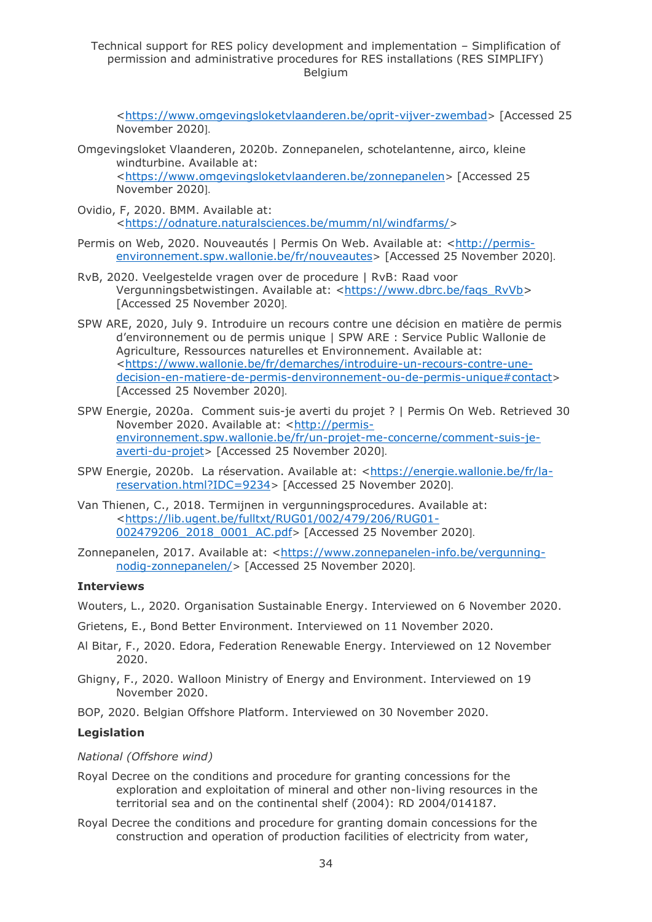<https://www.omgevingsloketvlaanderen.be/oprit-vijver-zwembad> [Accessed 25 November 2020].

Omgevingsloket Vlaanderen, 2020b. Zonnepanelen, schotelantenne, airco, kleine windturbine. Available at: <https://www.omgevingsloketvlaanderen.be/zonnepanelen> [Accessed 25 November 2020].

Ovidio, F, 2020. BMM. Available at: <https://odnature.naturalsciences.be/mumm/nl/windfarms/>

Permis on Web, 2020. Nouveautés | Permis On Web. Available at: <http://permis-environnement.spw.wallonie.be/fr/nouveautes> [Accessed 25 November 2020].

RvB, 2020. Veelgestelde vragen over de procedure | RvB: Raad voor Vergunningsbetwistingen. Available at: <https://www.dbrc.be/faqs_RvVb> [Accessed 25 November 2020].

SPW ARE, 2020, July 9. Introduire un recours contre une décision en matière de permis d'environnement ou de permis unique | SPW ARE : Service Public Wallonie de Agriculture, Ressources naturelles et Environnement. Available at: <https://www.wallonie.be/fr/demarches/introduire-un-recours-contre-une-decision-en-matiere-de-permis-denvironnement-ou-de-permis-unique#contact> [Accessed 25 November 2020].

SPW Energie, 2020a. Comment suis-je averti du projet ? | Permis On Web. Retrieved 30 November 2020. Available at: <http://permis-environnement.spw.wallonie.be/fr/un-projet-me-concerne/comment-suis-je-averti-du-projet> [Accessed 25 November 2020].

SPW Energie, 2020b. La réservation. Available at: <https://energie.wallonie.be/fr/la-reservation.html?IDC=9234> [Accessed 25 November 2020].

Van Thienen, C., 2018. Termijnen in vergunningsprocedures. Available at: <https://lib.ugent.be/fulltxt/RUG01/002/479/206/RUG01-002479206_2018_0001_AC.pdf> [Accessed 25 November 2020].

Zonnepanelen, 2017. Available at: <https://www.zonnepanelen-info.be/vergunning-nodig-zonnepanelen/> [Accessed 25 November 2020].

**Interviews**

Wouters, L., 2020. Organisation Sustainable Energy. Interviewed on 6 November 2020.

Grietens, E., Bond Better Environment. Interviewed on 11 November 2020.

Al Bitar, F., 2020. Edora, Federation Renewable Energy. Interviewed on 12 November 2020.

Ghigny, F., 2020. Walloon Ministry of Energy and Environment. Interviewed on 19 November 2020.

BOP, 2020. Belgian Offshore Platform. Interviewed on 30 November 2020.

**Legislation**

*National (Offshore wind)*

Royal Decree on the conditions and procedure for granting concessions for the exploration and exploitation of mineral and other non-living resources in the territorial sea and on the continental shelf (2004): RD 2004/014187.

Royal Decree the conditions and procedure for granting domain concessions for the construction and operation of production facilities of electricity from water,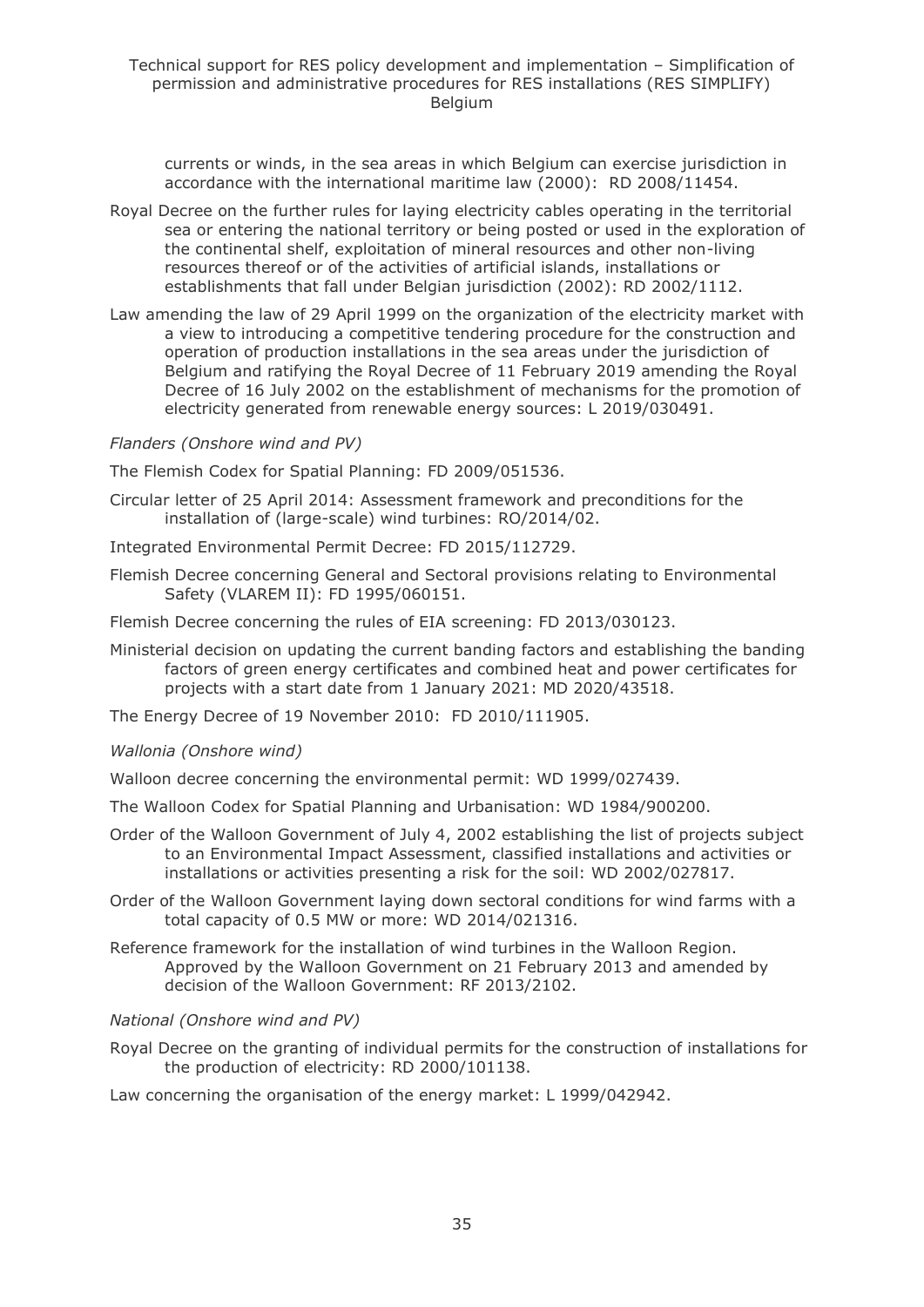currents or winds, in the sea areas in which Belgium can exercise jurisdiction in accordance with the international maritime law (2000): RD 2008/11454.

Royal Decree on the further rules for laying electricity cables operating in the territorial sea or entering the national territory or being posted or used in the exploration of the continental shelf, exploitation of mineral resources and other non-living resources thereof or of the activities of artificial islands, installations or establishments that fall under Belgian jurisdiction (2002): RD 2002/1112.

Law amending the law of 29 April 1999 on the organization of the electricity market with a view to introducing a competitive tendering procedure for the construction and operation of production installations in the sea areas under the jurisdiction of Belgium and ratifying the Royal Decree of 11 February 2019 amending the Royal Decree of 16 July 2002 on the establishment of mechanisms for the promotion of electricity generated from renewable energy sources: L 2019/030491.

*Flanders (Onshore wind and PV)*

The Flemish Codex for Spatial Planning: FD 2009/051536.

Circular letter of 25 April 2014: Assessment framework and preconditions for the installation of (large-scale) wind turbines: RO/2014/02.

Integrated Environmental Permit Decree: FD 2015/112729.

Flemish Decree concerning General and Sectoral provisions relating to Environmental Safety (VLAREM II): FD 1995/060151.

Flemish Decree concerning the rules of EIA screening: FD 2013/030123.

Ministerial decision on updating the current banding factors and establishing the banding factors of green energy certificates and combined heat and power certificates for projects with a start date from 1 January 2021: MD 2020/43518.

The Energy Decree of 19 November 2010: FD 2010/111905.

*Wallonia (Onshore wind)*

Walloon decree concerning the environmental permit: WD 1999/027439.

The Walloon Codex for Spatial Planning and Urbanisation: WD 1984/900200.

Order of the Walloon Government of July 4, 2002 establishing the list of projects subject to an Environmental Impact Assessment, classified installations and activities or installations or activities presenting a risk for the soil: WD 2002/027817.

Order of the Walloon Government laying down sectoral conditions for wind farms with a total capacity of 0.5 MW or more: WD 2014/021316.

Reference framework for the installation of wind turbines in the Walloon Region. Approved by the Walloon Government on 21 February 2013 and amended by decision of the Walloon Government: RF 2013/2102.

*National (Onshore wind and PV)*

Royal Decree on the granting of individual permits for the construction of installations for the production of electricity: RD 2000/101138.

Law concerning the organisation of the energy market: L 1999/042942.